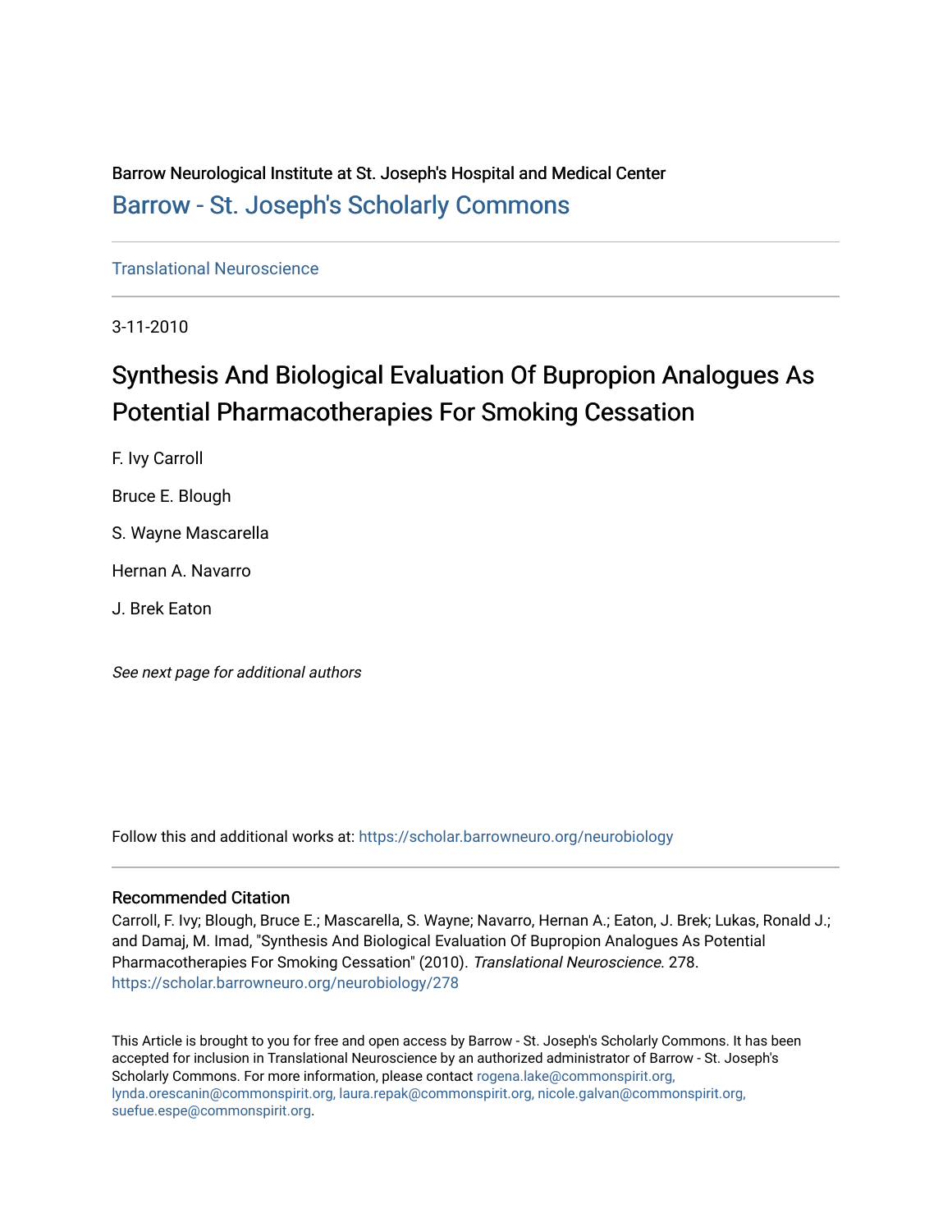Barrow Neurological Institute at St. Joseph's Hospital and Medical Center

[Barrow - St. Joseph's Scholarly Commons](https://scholar.barrowneuro.org)

Translational Neuroscience

3-11-2010

# Synthesis And Biological Evaluation Of Bupropion Analogues As Potential Pharmacotherapies For Smoking Cessation

F. Ivy Carroll

Bruce E. Blough

S. Wayne Mascarella

Hernan A. Navarro

J. Brek Eaton

*See next page for additional authors*

Follow this and additional works at: https://scholar.barrowneuro.org/neurobiology

### Recommended Citation

Carroll, F. Ivy; Blough, Bruce E.; Mascarella, S. Wayne; Navarro, Hernan A.; Eaton, J. Brek; Lukas, Ronald J.; and Damaj, M. Imad, "Synthesis And Biological Evaluation Of Bupropion Analogues As Potential Pharmacotherapies For Smoking Cessation" (2010). *Translational Neuroscience*. 278.
https://scholar.barrowneuro.org/neurobiology/278

This Article is brought to you for free and open access by Barrow - St. Joseph's Scholarly Commons. It has been accepted for inclusion in Translational Neuroscience by an authorized administrator of Barrow - St. Joseph's Scholarly Commons. For more information, please contact rogena.lake@commonspirit.org, lynda.orescanin@commonspirit.org, laura.repak@commonspirit.org, nicole.galvan@commonspirit.org, suefue.espe@commonspirit.org.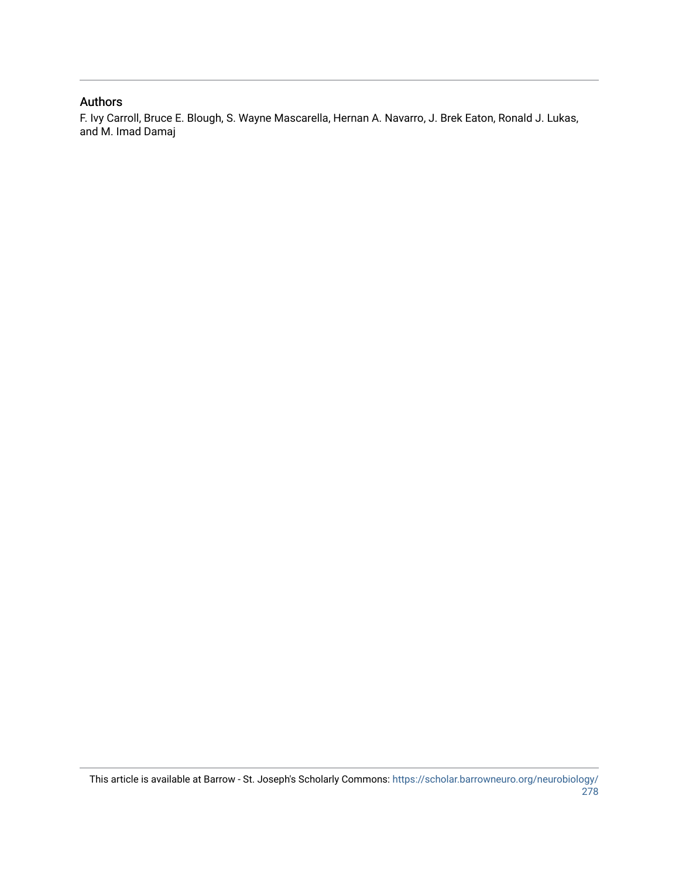## Authors

F. Ivy Carroll, Bruce E. Blough, S. Wayne Mascarella, Hernan A. Navarro, J. Brek Eaton, Ronald J. Lukas, and M. Imad Damaj

This article is available at Barrow - St. Joseph's Scholarly Commons: https://scholar.barrowneuro.org/neurobiology/278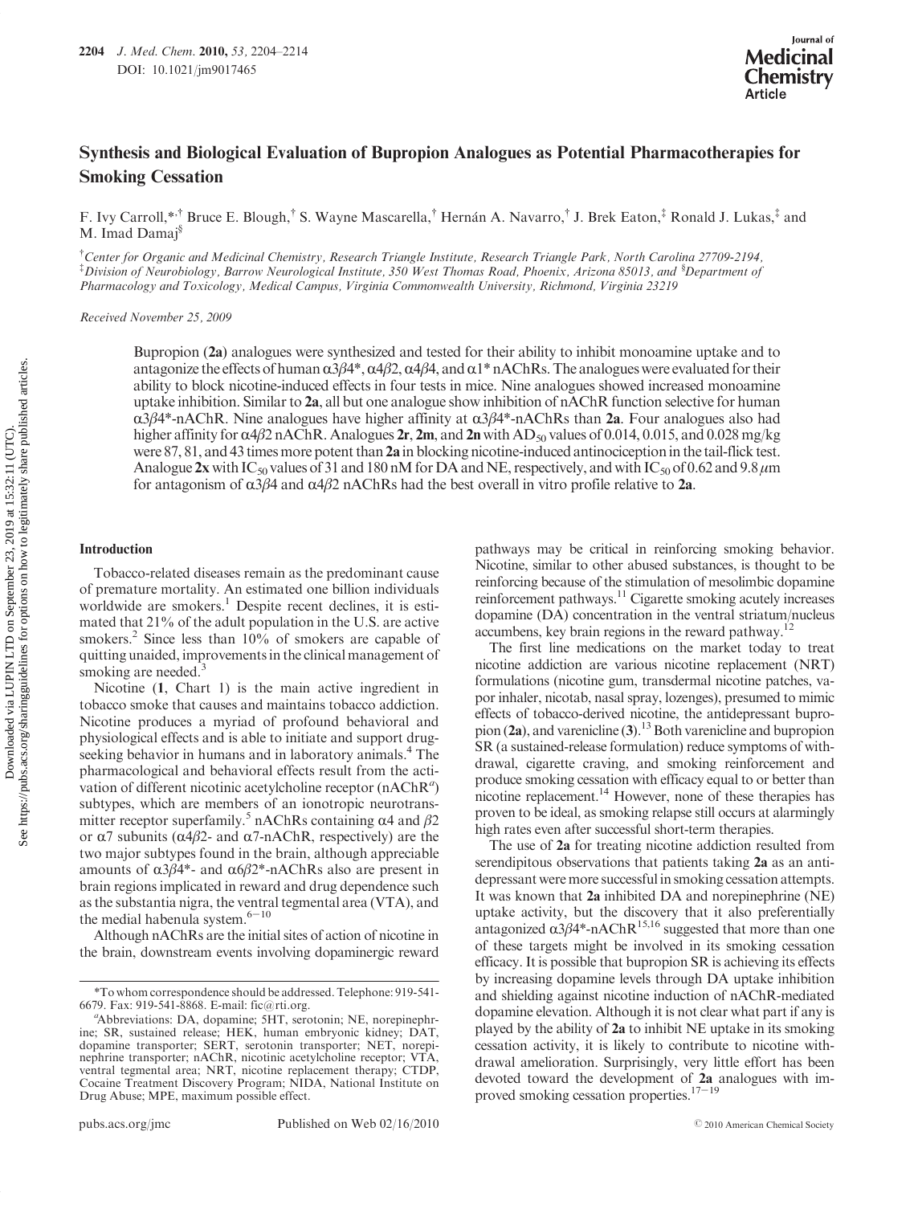# Synthesis and Biological Evaluation of Bupropion Analogues as Potential Pharmacotherapies for Smoking Cessation

F. Ivy Carroll,*,[†] Bruce E. Blough,[†] S. Wayne Mascarella,[†] Hernán A. Navarro,[†] J. Brek Eaton,[‡] Ronald J. Lukas,[‡] and M. Imad Damaj[§]

[†]*Center for Organic and Medicinal Chemistry, Research Triangle Institute, Research Triangle Park, North Carolina 27709-2194,* [‡]*Division of Neurobiology, Barrow Neurological Institute, 350 West Thomas Road, Phoenix, Arizona 85013, and* [§]*Department of Pharmacology and Toxicology, Medical Campus, Virginia Commonwealth University, Richmond, Virginia 23219*

*Received November 25, 2009*

Bupropion (**2a**) analogues were synthesized and tested for their ability to inhibit monoamine uptake and to antagonize the effects of human α3β4*, α4β2, α4β4, and α1* nAChRs. The analogues were evaluated for their ability to block nicotine-induced effects in four tests in mice. Nine analogues showed increased monoamine uptake inhibition. Similar to **2a**, all but one analogue show inhibition of nAChR function selective for human α3β4*-nAChR. Nine analogues have higher affinity at α3β4*-nAChRs than **2a**. Four analogues also had higher affinity for α4β2 nAChR. Analogues **2r**, **2m**, and **2n** with $AD_{50}$ values of 0.014, 0.015, and 0.028 mg/kg were 87, 81, and 43 times more potent than **2a** in blocking nicotine-induced antinociception in the tail-flick test. Analogue **2x** with $IC_{50}$ values of 31 and 180 nM for DA and NE, respectively, and with $IC_{50}$ of 0.62 and 9.8 μm for antagonism of α3β4 and α4β2 nAChRs had the best overall in vitro profile relative to **2a**.

## Introduction

Tobacco-related diseases remain as the predominant cause of premature mortality. An estimated one billion individuals worldwide are smokers.[1] Despite recent declines, it is estimated that 21% of the adult population in the U.S. are active smokers.[2] Since less than 10% of smokers are capable of quitting unaided, improvements in the clinical management of smoking are needed.[3]

Nicotine (**1**, Chart 1) is the main active ingredient in tobacco smoke that causes and maintains tobacco addiction. Nicotine produces a myriad of profound behavioral and physiological effects and is able to initiate and support drug-seeking behavior in humans and in laboratory animals.[4] The pharmacological and behavioral effects result from the activation of different nicotinic acetylcholine receptor (nAChR[a]) subtypes, which are members of an ionotropic neurotransmitter receptor superfamily.[5] nAChRs containing α4 and β2 or α7 subunits (α4β2- and α7-nAChR, respectively) are the two major subtypes found in the brain, although appreciable amounts of α3β4*- and α6β2*-nAChRs also are present in brain regions implicated in reward and drug dependence such as the substantia nigra, the ventral tegmental area (VTA), and the medial habenula system.[6-10]

Although nAChRs are the initial sites of action of nicotine in the brain, downstream events involving dopaminergic reward pathways may be critical in reinforcing smoking behavior. Nicotine, similar to other abused substances, is thought to be reinforcing because of the stimulation of mesolimbic dopamine reinforcement pathways.[11] Cigarette smoking acutely increases dopamine (DA) concentration in the ventral striatum/nucleus accumbens, key brain regions in the reward pathway.[12]

The first line medications on the market today to treat nicotine addiction are various nicotine replacement (NRT) formulations (nicotine gum, transdermal nicotine patches, vapor inhaler, nicotab, nasal spray, lozenges), presumed to mimic effects of tobacco-derived nicotine, the antidepressant bupropion (**2a**), and varenicline (**3**).[13] Both varenicline and bupropion SR (a sustained-release formulation) reduce symptoms of withdrawal, cigarette craving, and smoking reinforcement and produce smoking cessation with efficacy equal to or better than nicotine replacement.[14] However, none of these therapies has proven to be ideal, as smoking relapse still occurs at alarmingly high rates even after successful short-term therapies.

The use of **2a** for treating nicotine addiction resulted from serendipitous observations that patients taking **2a** as an antidepressant were more successful in smoking cessation attempts. It was known that **2a** inhibited DA and norepinephrine (NE) uptake activity, but the discovery that it also preferentially antagonized α3β4*-nAChR[15,16] suggested that more than one of these targets might be involved in its smoking cessation efficacy. It is possible that bupropion SR is achieving its effects by increasing dopamine levels through DA uptake inhibition and shielding against nicotine induction of nAChR-mediated dopamine elevation. Although it is not clear what part if any is played by the ability of **2a** to inhibit NE uptake in its smoking cessation activity, it is likely to contribute to nicotine withdrawal amelioration. Surprisingly, very little effort has been devoted toward the development of **2a** analogues with improved smoking cessation properties.[17-19]

*To whom correspondence should be addressed. Telephone: 919-541-6679. Fax: 919-541-8868. E-mail: fic@rti.org.

[a]Abbreviations: DA, dopamine; 5HT, serotonin; NE, norepinephrine; SR, sustained release; HEK, human embryonic kidney; DAT, dopamine transporter; SERT, serotonin transporter; NET, norepinephrine transporter; nAChR, nicotinic acetylcholine receptor; VTA, ventral tegmental area; NRT, nicotine replacement therapy; CTDP, Cocaine Treatment Discovery Program; NIDA, National Institute on Drug Abuse; MPE, maximum possible effect.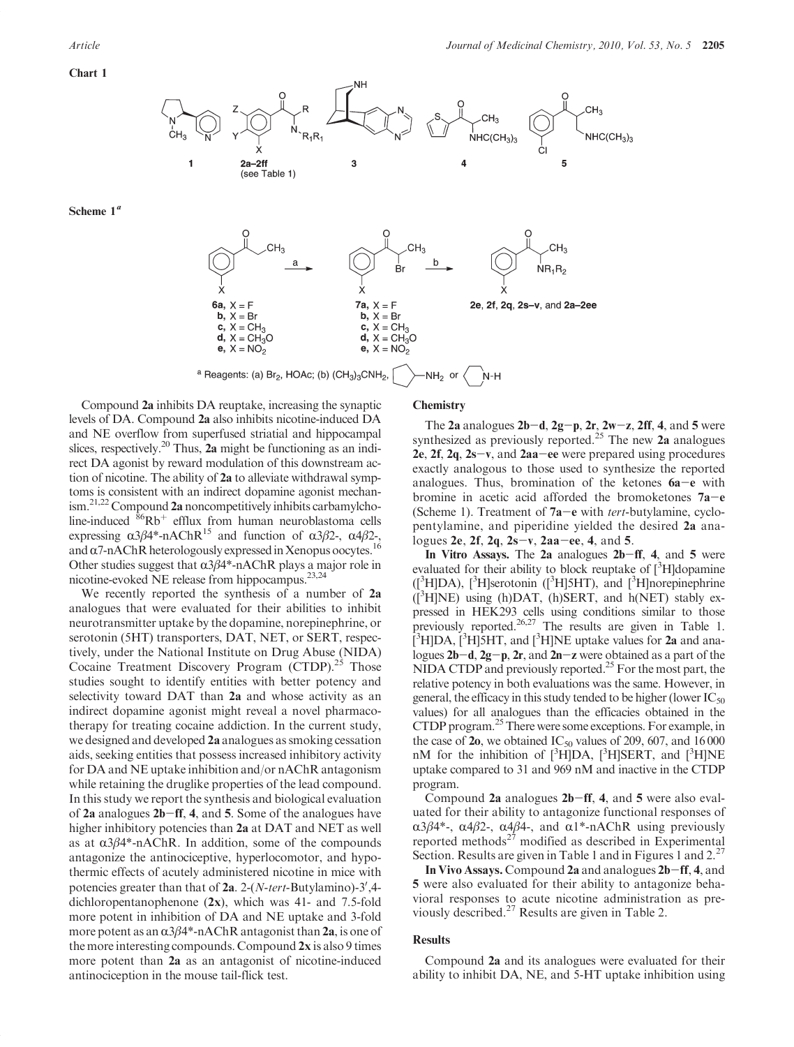**Chart 1**

**Scheme 1**[a]

[a] Reagents: (a) $Br_2$, HOAc; (b) $(CH_3)_3CNH_2$, cyclopentylamine or piperidine

Compound **2a** inhibits DA reuptake, increasing the synaptic levels of DA. Compound **2a** also inhibits nicotine-induced DA and NE overflow from superfused striatial and hippocampal slices, respectively.[20] Thus, **2a** might be functioning as an indirect DA agonist by reward modulation of this downstream action of nicotine. The ability of **2a** to alleviate withdrawal symptoms is consistent with an indirect dopamine agonist mechanism.[21,22] Compound **2a** noncompetitively inhibits carbamylcholine-induced $^{86}Rb^+$ efflux from human neuroblastoma cells expressing $\alpha3\beta4$*-nAChR[15] and function of $\alpha3\beta2$-, $\alpha4\beta2$-, and $\alpha7$-nAChR heterologously expressed in Xenopus oocytes.[16] Other studies suggest that $\alpha3\beta4$*-nAChR plays a major role in nicotine-evoked NE release from hippocampus.[23,24]

We recently reported the synthesis of a number of **2a** analogues that were evaluated for their abilities to inhibit neurotransmitter uptake by the dopamine, norepinephrine, or serotonin (5HT) transporters, DAT, NET, or SERT, respectively, under the National Institute on Drug Abuse (NIDA) Cocaine Treatment Discovery Program (CTDP).[25] Those studies sought to identify entities with better potency and selectivity toward DAT than **2a** and whose activity as an indirect dopamine agonist might reveal a novel pharmacotherapy for treating cocaine addiction. In the current study, we designed and developed **2a** analogues as smoking cessation aids, seeking entities that possess increased inhibitory activity for DA and NE uptake inhibition and/or nAChR antagonism while retaining the druglike properties of the lead compound. In this study we report the synthesis and biological evaluation of **2a** analogues **2b**–**ff**, **4**, and **5**. Some of the analogues have higher inhibitory potencies than **2a** at DAT and NET as well as at $\alpha3\beta4$*-nAChR. In addition, some of the compounds antagonize the antinociceptive, hyperlocomotor, and hypothermic effects of acutely administered nicotine in mice with potencies greater than that of **2a**. 2-(*N*-*tert*-Butylamino)-3′,4-dichloropentanophenone (**2x**), which was 41- and 7.5-fold more potent in inhibition of DA and NE uptake and 3-fold more potent as an $\alpha3\beta4$*-nAChR antagonist than **2a**, is one of the more interesting compounds. Compound **2x** is also 9 times more potent than **2a** as an antagonist of nicotine-induced antinociception in the mouse tail-flick test.

## Chemistry

The **2a** analogues **2b**–**d**, **2g**–**p**, **2r**, **2w**–**z**, **2ff**, **4**, and **5** were synthesized as previously reported.[25] The new **2a** analogues **2e**, **2f**, **2q**, **2s**–**v**, and **2aa**–**ee** were prepared using procedures exactly analogous to those used to synthesize the reported analogues. Thus, bromination of the ketones **6a**–**e** with bromine in acetic acid afforded the bromoketones **7a**–**e** (Scheme 1). Treatment of **7a**–**e** with *tert*-butylamine, cyclopentylamine, and piperidine yielded the desired **2a** analogues **2e**, **2f**, **2q**, **2s**–**v**, **2aa**–**ee**, **4**, and **5**.

**In Vitro Assays.** The **2a** analogues **2b**–**ff**, **4**, and **5** were evaluated for their ability to block reuptake of [$^3$H]dopamine ([$^3$H]DA), [$^3$H]serotonin ([$^3$H]5HT), and [$^3$H]norepinephrine ([$^3$H]NE) using (h)DAT, (h)SERT, and h(NET) stably expressed in HEK293 cells using conditions similar to those previously reported.[26,27] The results are given in Table 1. [$^3$H]DA, [$^3$H]5HT, and [$^3$H]NE uptake values for **2a** and analogues **2b**–**d**, **2g**–**p**, **2r**, and **2n**–**z** were obtained as a part of the NIDA CTDP and previously reported.[25] For the most part, the relative potency in both evaluations was the same. However, in general, the efficacy in this study tended to be higher (lower $IC_{50}$ values) for all analogues than the efficacies obtained in the CTDP program.[25] There were some exceptions. For example, in the case of **2o**, we obtained $IC_{50}$ values of 209, 607, and 16 000 nM for the inhibition of [$^3$H]DA, [$^3$H]SERT, and [$^3$H]NE uptake compared to 31 and 969 nM and inactive in the CTDP program.

Compound **2a** analogues **2b**–**ff**, **4**, and **5** were also evaluated for their ability to antagonize functional responses of $\alpha3\beta4$*-, $\alpha4\beta2$-, $\alpha4\beta4$-, and $\alpha1$*-nAChR using previously reported methods[27] modified as described in Experimental Section. Results are given in Table 1 and in Figures 1 and 2.[27]

**In Vivo Assays.** Compound **2a** and analogues **2b**–**ff**, **4**, and **5** were also evaluated for their ability to antagonize behavioral responses to acute nicotine administration as previously described.[27] Results are given in Table 2.

## Results

Compound **2a** and its analogues were evaluated for their ability to inhibit DA, NE, and 5-HT uptake inhibition using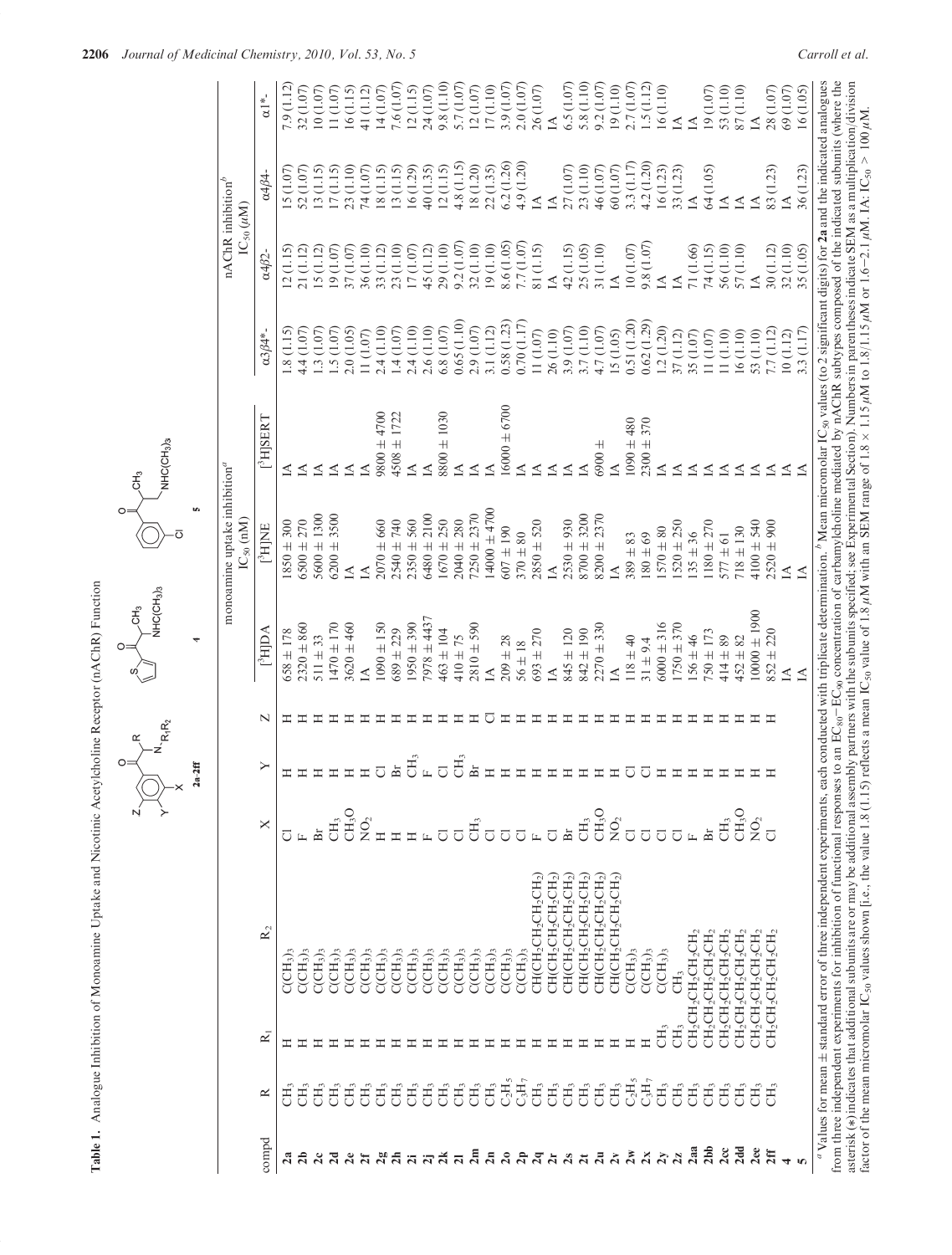**Table 1.** Analogue Inhibition of Monoamine Uptake and Nicotinic Acetylcholine Receptor (nAChR) Function

| compd | R | $R_1$ | $R_2$ | X | Y | Z | monoamine uptake inhibition[a] $IC_{50}$ (nM) | | | nAChR inhibition[b] $IC_{50}$ ($\mu$M) | | | |
|---|---|---|---|---|---|---|---|---|---|---|---|---|---|
| | | | | | | | [$^3$H]DA | [$^3$H]NE | [$^3$H]5HT | $\alpha3\beta4$*- | $\alpha4\beta2$- | $\alpha4\beta4$- | $\alpha1$*- |
| **2a** | $CH_3$ | H | $C(CH_3)_3$ | Cl | H | H | 658 ± 178 | 1850 ± 300 | IA | 1.8 (1.15) | 12 (1.15) | 15 (1.07) | 7.9 (1.12) |
| **2b** | $CH_3$ | H | $C(CH_3)_3$ | F | H | H | 2320 ± 860 | 6500 ± 270 | IA | 4.4 (1.07) | 21 (1.12) | 52 (1.07) | 32 (1.07) |
| **2c** | $CH_3$ | H | $C(CH_3)_3$ | Br | H | H | 511 ± 33 | 5600 ± 1300 | IA | 1.3 (1.07) | 15 (1.12) | 13 (1.15) | 10 (1.07) |
| **2d** | $CH_3$ | H | $C(CH_3)_3$ | $CH_3$ | H | H | 1470 ± 170 | 6200 ± 3500 | IA | 1.5 (1.07) | 19 (1.07) | 17 (1.15) | 11 (1.07) |
| **2e** | $CH_3$ | H | $C(CH_3)_3$ | $CH_3O$ | H | H | 3620 ± 460 | IA | IA | 2.0 (1.05) | 37 (1.07) | 23 (1.10) | 16 (1.15) |
| **2f** | $CH_3$ | H | $C(CH_3)_3$ | $NO_2$ | H | H | IA | IA | IA | 11 (1.07) | 36 (1.10) | 74 (1.07) | 41 (1.12) |
| **2g** | $CH_3$ | H | $C(CH_3)_3$ | H | Cl | H | 1090 ± 150 | 2070 ± 660 | 9800 ± 4700 | 2.4 (1.10) | 33 (1.12) | 18 (1.15) | 14 (1.07) |
| **2h** | $CH_3$ | H | $C(CH_3)_3$ | H | Br | H | 689 ± 229 | 2540 ± 740 | 4508 ± 1722 | 1.4 (1.07) | 23 (1.10) | 13 (1.15) | 7.6 (1.07) |
| **2i** | $CH_3$ | H | $C(CH_3)_3$ | H | $CH_3$ | H | 1950 ± 390 | 2350 ± 560 | IA | 2.4 (1.10) | 17 (1.07) | 16 (1.29) | 12 (1.15) |
| **2j** | $CH_3$ | H | $C(CH_3)_3$ | F | F | H | 7978 ± 4437 | 6480 ± 2100 | IA | 2.6 (1.10) | 45 (1.12) | 40 (1.35) | 24 (1.07) |
| **2k** | $CH_3$ | H | $C(CH_3)_3$ | Cl | Cl | H | 463 ± 104 | 1670 ± 250 | 8800 ± 1030 | 6.8 (1.07) | 29 (1.10) | 12 (1.15) | 9.8 (1.10) |
| **2l** | $CH_3$ | H | $C(CH_3)_3$ | Cl | $CH_3$ | H | 410 ± 75 | 2040 ± 280 | IA | 0.65 (1.10) | 9.2 (1.07) | 4.8 (1.15) | 5.7 (1.07) |
| **2m** | $CH_3$ | H | $C(CH_3)_3$ | $CH_3$ | Br | H | 2810 ± 590 | 7250 ± 2370 | IA | 2.9 (1.07) | 32 (1.10) | 18 (1.20) | 12 (1.07) |
| **2n** | $CH_3$ | H | $C(CH_3)_3$ | Cl | H | Cl | IA | 14000 ± 4700 | IA | 3.1 (1.12) | 19 (1.10) | 22 (1.35) | 17 (1.10) |
| **2o** | $C_2H_5$ | H | $C(CH_3)_3$ | Cl | H | H | 209 ± 28 | 607 ± 190 | 16000 ± 6700 | 0.58 (1.23) | 8.6 (1.05) | 6.2 (1.26) | 3.9 (1.07) |
| **2p** | $C_3H_7$ | H | $C(CH_3)_3$ | Cl | H | H | 56 ± 18 | 370 ± 80 | IA | 0.70 (1.17) | 7.7 (1.07) | 4.9 (1.20) | 2.0 (1.07) |
| **2q** | $CH_3$ | H | $CH(CH_2CH_2CH_2CH_2)$ | F | H | H | 693 ± 270 | 2850 ± 520 | IA | 11 (1.07) | 81 (1.15) | IA | 26 (1.07) |
| **2r** | $CH_3$ | H | $CH(CH_2CH_2CH_2CH_2)$ | Cl | H | H | IA | IA | IA | 26 (1.10) | IA | IA | IA |
| **2s** | $CH_3$ | H | $CH(CH_2CH_2CH_2CH_2)$ | Br | H | H | 845 ± 120 | 2530 ± 930 | IA | 3.9 (1.07) | 42 (1.15) | 27 (1.07) | 6.5 (1.07) |
| **2t** | $CH_3$ | H | $CH(CH_2CH_2CH_2CH_2)$ | $CH_3$ | H | H | 842 ± 190 | 8700 ± 3200 | IA | 3.7 (1.10) | 25 (1.05) | 23 (1.10) | 5.8 (1.10) |
| **2u** | $CH_3$ | H | $CH(CH_2CH_2CH_2CH_2)$ | $CH_3O$ | H | H | 2270 ± 330 | 8200 ± 2370 | 6900 ± | 4.7 (1.07) | 31 (1.10) | 46 (1.07) | 9.2 (1.07) |
| **2v** | $CH_3$ | H | $CH(CH_2CH_2CH_2CH_2)$ | $NO_2$ | H | H | IA | IA | IA | 15 (1.05) | IA | 60 (1.07) | 19 (1.10) |
| **2w** | $C_2H_5$ | H | $C(CH_3)_3$ | Cl | Cl | H | 118 ± 40 | 389 ± 83 | 1090 ± 480 | 0.51 (1.20) | 10 (1.07) | 3.3 (1.17) | 2.7 (1.07) |
| **2x** | $C_3H_7$ | H | $C(CH_3)_3$ | Cl | Cl | H | 31 ± 9.4 | 180 ± 69 | 2300 ± 370 | 0.62 (1.29) | 9.8 (1.07) | 4.2 (1.20) | 1.5 (1.12) |
| **2y** | $CH_3$ | $CH_3$ | $C(CH_3)_3$ | Cl | H | H | 6000 ± 316 | 1570 ± 80 | IA | 1.2 (1.20) | IA | 16 (1.23) | 16 (1.10) |
| **2z** | $CH_3$ | $CH_3$ | $CH_3$ | Cl | H | H | 1750 ± 370 | 1520 ± 250 | IA | 37 (1.12) | IA | 33 (1.23) | IA |
| **2aa** | $CH_3$ | $CH_2CH_2CH_2CH_2$ | | F | H | H | 156 ± 46 | 135 ± 36 | IA | 35 (1.07) | 71 (1.66) | IA | IA |
| **2bb** | $CH_3$ | $CH_2CH_2CH_2CH_2$ | | Br | H | H | 750 ± 173 | 1180 ± 270 | IA | 11 (1.07) | 74 (1.15) | 64 (1.05) | 19 (1.07) |
| **2cc** | $CH_3$ | $CH_2CH_2CH_2CH_2$ | | $CH_3$ | H | H | 414 ± 89 | 577 ± 61 | IA | 11 (1.10) | 56 (1.10) | IA | 53 (1.10) |
| **2dd** | $CH_3$ | $CH_2CH_2CH_2CH_2$ | | $CH_3O$ | H | H | 452 ± 82 | 718 ± 130 | IA | 16 (1.10) | 57 (1.10) | IA | 87 (1.10) |
| **2ee** | $CH_3$ | $CH_2CH_2CH_2CH_2$ | | $NO_2$ | H | H | 10000 ± 1900 | 4100 ± 540 | IA | 53 (1.10) | IA | IA | IA |
| **2ff** | $CH_3$ | $CH_2CH_2CH_2CH_2$ | | Cl | H | H | 852 ± 220 | 2520 ± 900 | IA | 7.7 (1.12) | 30 (1.12) | 83 (1.23) | 28 (1.07) |
| **4** | | | | | | | IA | IA | IA | 10 (1.12) | 32 (1.10) | IA | 69 (1.07) |
| **5** | | | | | | | IA | IA | IA | 3.3 (1.17) | 35 (1.05) | 36 (1.23) | 16 (1.05) |

[a] Values for mean ± standard error of three independent experiments, each conducted with triplicate determination. [b] Mean micromolar $IC_{50}$ values (to 2 significant digits) for **2a** and the indicated analogues from three independent experiments for inhibition of functional responses to an $EC_{80}$–$EC_{90}$ concentration of carbamylcholine mediated by nAChR subtypes composed of the indicated subunits (where the asterisk (*) indicates that additional subunits are or may be additional assembly partners with the subunits specified; see Experimental Section). Numbers in parentheses indicate SEM as a multiplication/division factor of the mean micromolar $IC_{50}$ values shown [i.e., the value 1.8 (1.15) reflects a mean $IC_{50}$ value of 1.8 $\mu$M with an SEM range of 1.8 × 1.15 $\mu$M to 1.8/1.15 $\mu$M or 1.6–2.1 $\mu$M. IA: $IC_{50}$ > 100 $\mu$M.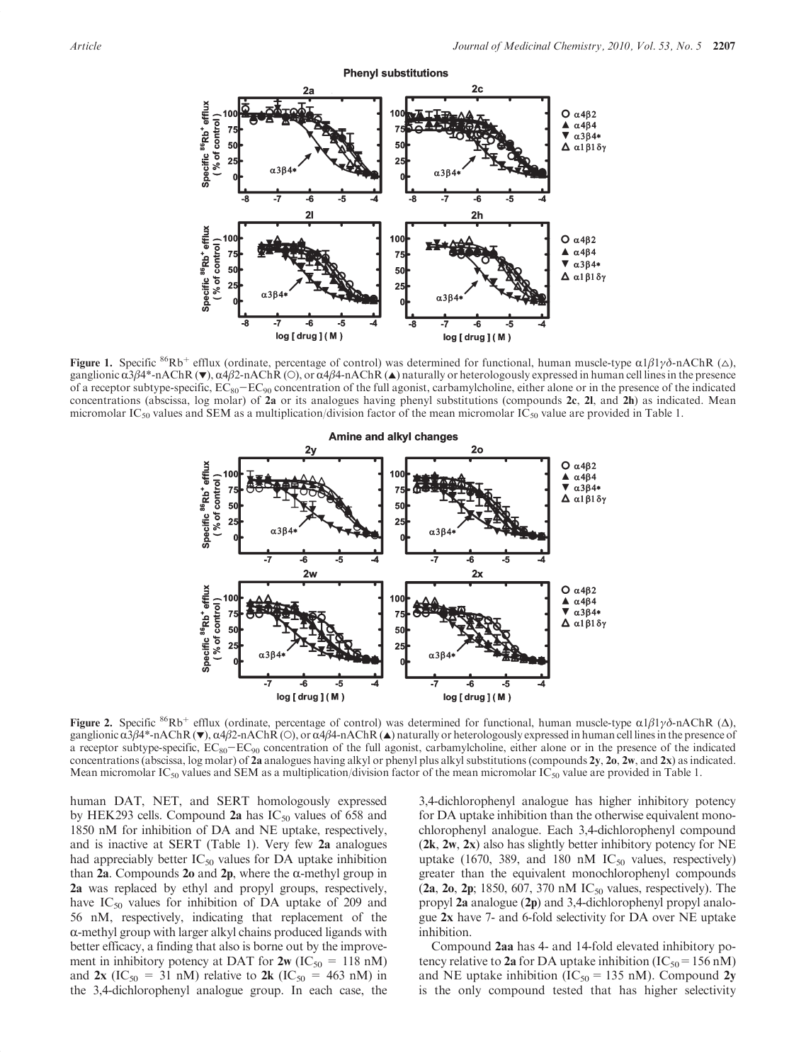**Figure 1.** Specific $^{86}Rb^+$ efflux (ordinate, percentage of control) was determined for functional, human muscle-type $\alpha 1\beta 1\gamma\delta$-nAChR (△), ganglionic $\alpha 3\beta 4^*$-nAChR (▼), $\alpha 4\beta 2$-nAChR (○), or $\alpha 4\beta 4$-nAChR (▲) naturally or heterologously expressed in human cell lines in the presence of a receptor subtype-specific, $EC_{80}$−$EC_{90}$ concentration of the full agonist, carbamylcholine, either alone or in the presence of the indicated concentrations (abscissa, log molar) of **2a** or its analogues having phenyl substitutions (compounds **2c**, **2l**, and **2h**) as indicated. Mean micromolar $IC_{50}$ values and SEM as a multiplication/division factor of the mean micromolar $IC_{50}$ value are provided in Table 1.

**Figure 2.** Specific $^{86}Rb^+$ efflux (ordinate, percentage of control) was determined for functional, human muscle-type $\alpha 1\beta 1\gamma\delta$-nAChR (Δ), ganglionic $\alpha 3\beta 4^*$-nAChR (▼), $\alpha 4\beta 2$-nAChR (○), or $\alpha 4\beta 4$-nAChR (▲) naturally or heterologously expressed in human cell lines in the presence of a receptor subtype-specific, $EC_{80}$−$EC_{90}$ concentration of the full agonist, carbamylcholine, either alone or in the presence of the indicated concentrations (abscissa, log molar) of **2a** analogues having alkyl or phenyl plus alkyl substitutions (compounds **2y**, **2o**, **2w**, and **2x**) as indicated. Mean micromolar $IC_{50}$ values and SEM as a multiplication/division factor of the mean micromolar $IC_{50}$ value are provided in Table 1.

human DAT, NET, and SERT homologously expressed by HEK293 cells. Compound **2a** has $IC_{50}$ values of 658 and 1850 nM for inhibition of DA and NE uptake, respectively, and is inactive at SERT (Table 1). Very few **2a** analogues had appreciably better $IC_{50}$ values for DA uptake inhibition than **2a**. Compounds **2o** and **2p**, where the α-methyl group in **2a** was replaced by ethyl and propyl groups, respectively, have $IC_{50}$ values for inhibition of DA uptake of 209 and 56 nM, respectively, indicating that replacement of the α-methyl group with larger alkyl chains produced ligands with better efficacy, a finding that also is borne out by the improvement in inhibitory potency at DAT for **2w** ($IC_{50}$ = 118 nM) and **2x** ($IC_{50}$ = 31 nM) relative to **2k** ($IC_{50}$ = 463 nM) in the 3,4-dichlorophenyl analogue group. In each case, the 3,4-dichlorophenyl analogue has higher inhibitory potency for DA uptake inhibition than the otherwise equivalent monochlorophenyl analogue. Each 3,4-dichlorophenyl compound (**2k**, **2w**, **2x**) also has slightly better inhibitory potency for NE uptake (1670, 389, and 180 nM $IC_{50}$ values, respectively) greater than the equivalent monochlorophenyl compounds (**2a**, **2o**, **2p**; 1850, 607, 370 nM $IC_{50}$ values, respectively). The propyl **2a** analogue (**2p**) and 3,4-dichlorophenyl propyl analogue **2x** have 7- and 6-fold selectivity for DA over NE uptake inhibition.

Compound **2aa** has 4- and 14-fold elevated inhibitory potency relative to **2a** for DA uptake inhibition ($IC_{50}$ = 156 nM) and NE uptake inhibition ($IC_{50}$ = 135 nM). Compound **2y** is the only compound tested that has higher selectivity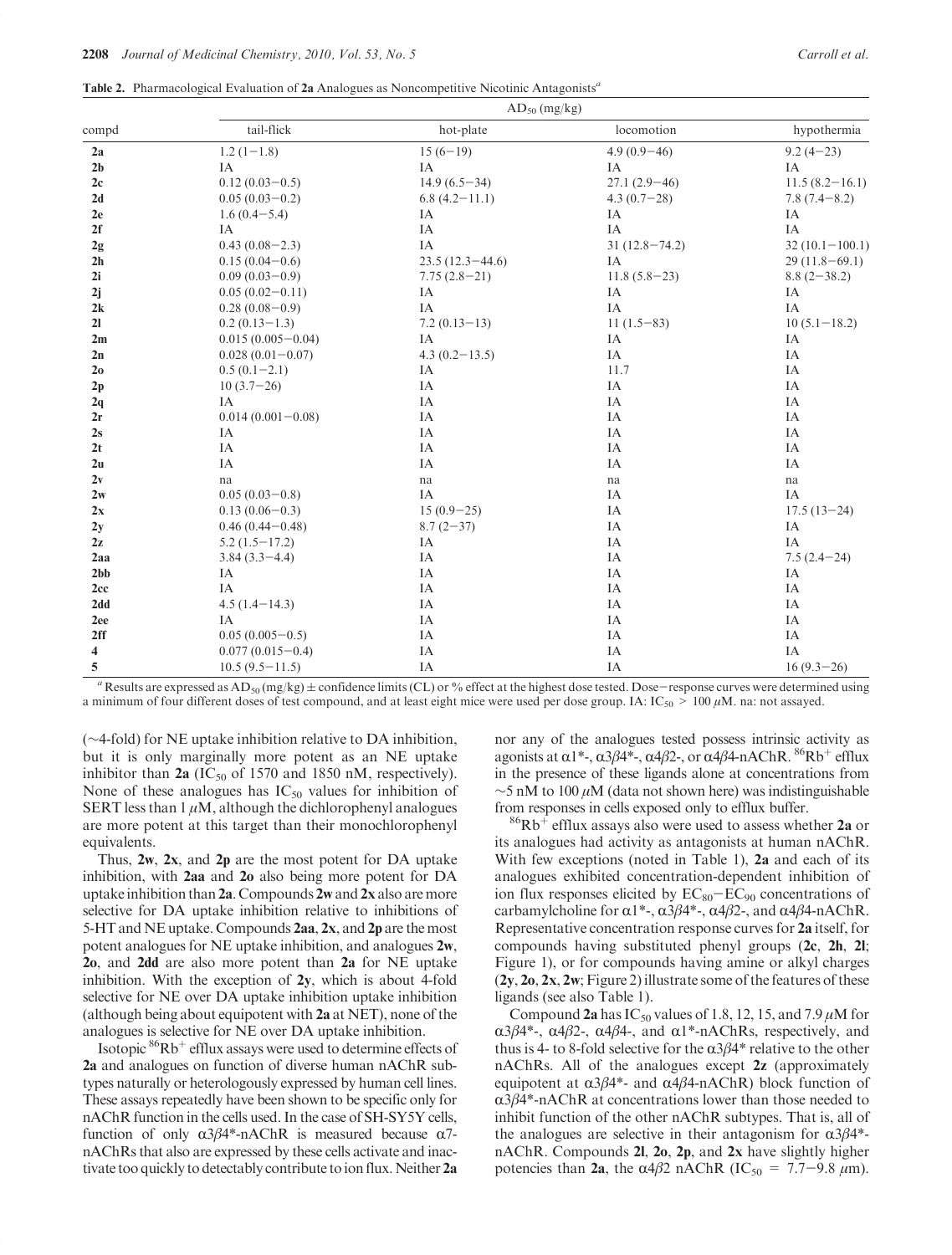**Table 2.** Pharmacological Evaluation of **2a** Analogues as Noncompetitive Nicotinic Antagonists[a]

| compd | $AD_{50}$ (mg/kg) | | | |
|---|---|---|---|---|
| | tail-flick | hot-plate | locomotion | hypothermia |
| **2a** | 1.2 (1−1.8) | 15 (6−19) | 4.9 (0.9−46) | 9.2 (4−23) |
| **2b** | IA | IA | IA | IA |
| **2c** | 0.12 (0.03−0.5) | 14.9 (6.5−34) | 27.1 (2.9−46) | 11.5 (8.2−16.1) |
| **2d** | 0.05 (0.03−0.2) | 6.8 (4.2−11.1) | 4.3 (0.7−28) | 7.8 (7.4−8.2) |
| **2e** | 1.6 (0.4−5.4) | IA | IA | IA |
| **2f** | IA | IA | IA | IA |
| **2g** | 0.43 (0.08−2.3) | IA | 31 (12.8−74.2) | 32 (10.1−100.1) |
| **2h** | 0.15 (0.04−0.6) | 23.5 (12.3−44.6) | IA | 29 (11.8−69.1) |
| **2i** | 0.09 (0.03−0.9) | 7.75 (2.8−21) | 11.8 (5.8−23) | 8.8 (2−38.2) |
| **2j** | 0.05 (0.02−0.11) | IA | IA | IA |
| **2k** | 0.28 (0.08−0.9) | IA | IA | IA |
| **2l** | 0.2 (0.13−1.3) | 7.2 (0.13−13) | 11 (1.5−83) | 10 (5.1−18.2) |
| **2m** | 0.015 (0.005−0.04) | IA | IA | IA |
| **2n** | 0.028 (0.01−0.07) | 4.3 (0.2−13.5) | IA | IA |
| **2o** | 0.5 (0.1−2.1) | IA | 11.7 | IA |
| **2p** | 10 (3.7−26) | IA | IA | IA |
| **2q** | IA | IA | IA | IA |
| **2r** | 0.014 (0.001−0.08) | IA | IA | IA |
| **2s** | IA | IA | IA | IA |
| **2t** | IA | IA | IA | IA |
| **2u** | IA | IA | IA | IA |
| **2v** | na | na | na | na |
| **2w** | 0.05 (0.03−0.8) | IA | IA | IA |
| **2x** | 0.13 (0.06−0.3) | 15 (0.9−25) | IA | 17.5 (13−24) |
| **2y** | 0.46 (0.44−0.48) | 8.7 (2−37) | IA | IA |
| **2z** | 5.2 (1.5−17.2) | IA | IA | IA |
| **2aa** | 3.84 (3.3−4.4) | IA | IA | 7.5 (2.4−24) |
| **2bb** | IA | IA | IA | IA |
| **2cc** | IA | IA | IA | IA |
| **2dd** | 4.5 (1.4−14.3) | IA | IA | IA |
| **2ee** | IA | IA | IA | IA |
| **2ff** | 0.05 (0.005−0.5) | IA | IA | IA |
| **4** | 0.077 (0.015−0.4) | IA | IA | IA |
| **5** | 10.5 (9.5−11.5) | IA | IA | 16 (9.3−26) |

[a] Results are expressed as $AD_{50}$ (mg/kg) ± confidence limits (CL) or % effect at the highest dose tested. Dose−response curves were determined using a minimum of four different doses of test compound, and at least eight mice were used per dose group. IA: $IC_{50}$ > 100 μM. na: not assayed.

(∼4-fold) for NE uptake inhibition relative to DA inhibition, but it is only marginally more potent as an NE uptake inhibitor than **2a** ($IC_{50}$ of 1570 and 1850 nM, respectively). None of these analogues has $IC_{50}$ values for inhibition of SERT less than 1 μM, although the dichlorophenyl analogues are more potent at this target than their monochlorophenyl equivalents.

Thus, **2w**, **2x**, and **2p** are the most potent for DA uptake inhibition, with **2aa** and **2o** also being more potent for DA uptake inhibition than **2a**. Compounds **2w** and **2x** also are more selective for DA uptake inhibition relative to inhibitions of 5-HT and NE uptake. Compounds **2aa**, **2x**, and **2p** are the most potent analogues for NE uptake inhibition, and analogues **2w**, **2o**, and **2dd** are also more potent than **2a** for NE uptake inhibition. With the exception of **2y**, which is about 4-fold selective for NE over DA uptake inhibition uptake inhibition (although being about equipotent with **2a** at NET), none of the analogues is selective for NE over DA uptake inhibition.

Isotopic $^{86}Rb^+$ efflux assays were used to determine effects of **2a** and analogues on function of diverse human nAChR subtypes naturally or heterologously expressed by human cell lines. These assays repeatedly have been shown to be specific only for nAChR function in the cells used. In the case of SH-SY5Y cells, function of only α3β4*-nAChR is measured because α7-nAChRs that also are expressed by these cells activate and inactivate too quickly to detectably contribute to ion flux. Neither **2a** nor any of the analogues tested possess intrinsic activity as agonists at α1*-, α3β4*-, α4β2-, or α4β4-nAChR. $^{86}Rb^+$ efflux in the presence of these ligands alone at concentrations from ∼5 nM to 100 μM (data not shown here) was indistinguishable from responses in cells exposed only to efflux buffer.

$^{86}Rb^+$ efflux assays also were used to assess whether **2a** or its analogues had activity as antagonists at human nAChR. With few exceptions (noted in Table 1), **2a** and each of its analogues exhibited concentration-dependent inhibition of ion flux responses elicited by $EC_{80}$−$EC_{90}$ concentrations of carbamylcholine for α1*-, α3β4*-, α4β2-, and α4β4-nAChR. Representative concentration response curves for **2a** itself, for compounds having substituted phenyl groups (**2c**, **2h**, **2l**; Figure 1), or for compounds having amine or alkyl charges (**2y**, **2o**, **2x**, **2w**; Figure 2) illustrate some of the features of these ligands (see also Table 1).

Compound **2a** has $IC_{50}$ values of 1.8, 12, 15, and 7.9 μM for α3β4*-, α4β2-, α4β4-, and α1*-nAChRs, respectively, and thus is 4- to 8-fold selective for the α3β4* relative to the other nAChRs. All of the analogues except **2z** (approximately equipotent at α3β4*- and α4β4-nAChR) block function of α3β4*-nAChR at concentrations lower than those needed to inhibit function of the other nAChR subtypes. That is, all of the analogues are selective in their antagonism for α3β4*-nAChR. Compounds **2l**, **2o**, **2p**, and **2x** have slightly higher potencies than **2a**, the α4β2 nAChR ($IC_{50}$ = 7.7−9.8 μm).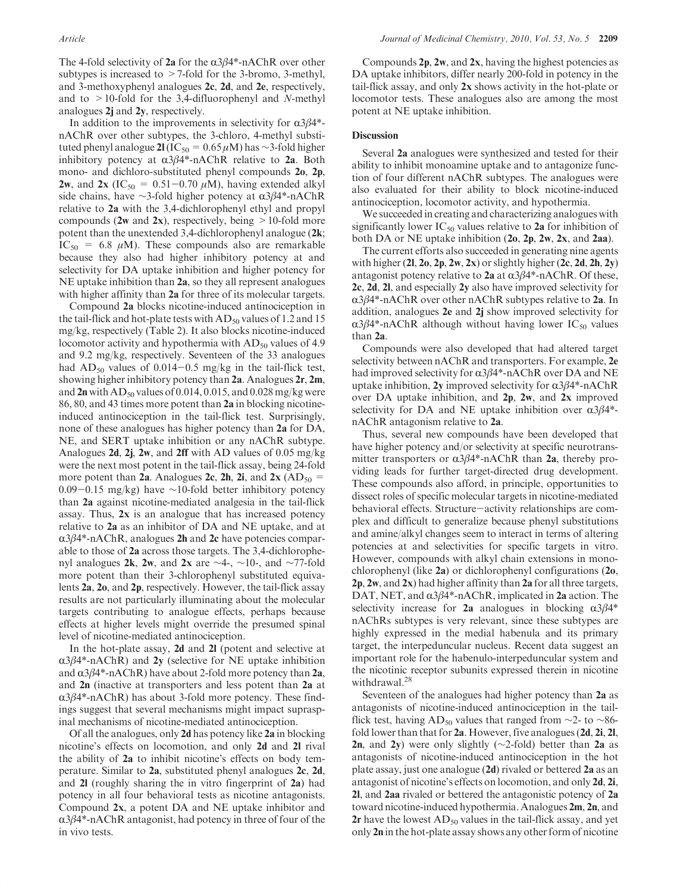The 4-fold selectivity of **2a** for the α3β4*-nAChR over other subtypes is increased to >7-fold for the 3-bromo, 3-methyl, and 3-methoxyphenyl analogues **2c**, **2d**, and **2e**, respectively, and to >10-fold for the 3,4-difluorophenyl and *N*-methyl analogues **2j** and **2y**, respectively.

In addition to the improvements in selectivity for α3β4*-nAChR over other subtypes, the 3-chloro, 4-methyl substituted phenyl analogue **2l** ($IC_{50}$ = 0.65 μM) has ~3-fold higher inhibitory potency at α3β4*-nAChR relative to **2a**. Both mono- and dichloro-substituted phenyl compounds **2o**, **2p**, **2w**, and **2x** ($IC_{50}$ = 0.51−0.70 μM), having extended alkyl side chains, have ~3-fold higher potency at α3β4*-nAChR relative to **2a** with the 3,4-dichlorophenyl ethyl and propyl compounds (**2w** and **2x**), respectively, being >10-fold more potent than the unextended 3,4-dichlorophenyl analogue (**2k**; $IC_{50}$ = 6.8 μM). These compounds also are remarkable because they also had higher inhibitory potency at and selectivity for DA uptake inhibition and higher potency for NE uptake inhibition than **2a**, so they all represent analogues with higher affinity than **2a** for three of its molecular targets.

Compound **2a** blocks nicotine-induced antinociception in the tail-flick and hot-plate tests with $AD_{50}$ values of 1.2 and 15 mg/kg, respectively (Table 2). It also blocks nicotine-induced locomotor activity and hypothermia with $AD_{50}$ values of 4.9 and 9.2 mg/kg, respectively. Seventeen of the 33 analogues had $AD_{50}$ values of 0.014−0.5 mg/kg in the tail-flick test, showing higher inhibitory potency than **2a**. Analogues **2r**, **2m**, and **2n** with $AD_{50}$ values of 0.014, 0.015, and 0.028 mg/kg were 86, 80, and 43 times more potent than **2a** in blocking nicotine-induced antinociception in the tail-flick test. Surprisingly, none of these analogues has higher potency than **2a** for DA, NE, and SERT uptake inhibition or any nAChR subtype. Analogues **2d**, **2j**, **2w**, and **2ff** with AD values of 0.05 mg/kg were the next most potent in the tail-flick assay, being 24-fold more potent than **2a**. Analogues **2c**, **2h**, **2i**, and **2x** ($AD_{50}$ = 0.09−0.15 mg/kg) have ~10-fold better inhibitory potency than **2a** against nicotine-mediated analgesia in the tail-flick assay. Thus, **2x** is an analogue that has increased potency relative to **2a** as an inhibitor of DA and NE uptake, and at α3β4*-nAChR, analogues **2h** and **2c** have potencies comparable to those of **2a** across those targets. The 3,4-dichlorophenyl analogues **2k**, **2w**, and **2x** are ~4-, ~10-, and ~77-fold more potent than their 3-chlorophenyl substituted equivalents **2a**, **2o**, and **2p**, respectively. However, the tail-flick assay results are not particularly illuminating about the molecular targets contributing to analogue effects, perhaps because effects at higher levels might override the presumed spinal level of nicotine-mediated antinociception.

In the hot-plate assay, **2d** and **2l** (potent and selective at α3β4*-nAChR) and **2y** (selective for NE uptake inhibition and α3β4*-nAChR) have about 2-fold more potency than **2a**, and **2n** (inactive at transporters and less potent than **2a** at α3β4*-nAChR) has about 3-fold more potency. These findings suggest that several mechanisms might impact supraspinal mechanisms of nicotine-mediated antinociception.

Of all the analogues, only **2d** has potency like **2a** in blocking nicotine's effects on locomotion, and only **2d** and **2l** rival the ability of **2a** to inhibit nicotine's effects on body temperature. Similar to **2a**, substituted phenyl analogues **2c**, **2d**, and **2l** (roughly sharing the in vitro fingerprint of **2a**) had potency in all four behavioral tests as nicotine antagonists. Compound **2x**, a potent DA and NE uptake inhibitor and α3β4*-nAChR antagonist, had potency in three of four of the in vivo tests.

Compounds **2p**, **2w**, and **2x**, having the highest potencies as DA uptake inhibitors, differ nearly 200-fold in potency in the tail-flick assay, and only **2x** shows activity in the hot-plate or locomotor tests. These analogues also are among the most potent at NE uptake inhibition.

## Discussion

Several **2a** analogues were synthesized and tested for their ability to inhibit monoamine uptake and to antagonize function of four different nAChR subtypes. The analogues were also evaluated for their ability to block nicotine-induced antinociception, locomotor activity, and hypothermia.

We succeeded in creating and characterizing analogues with significantly lower $IC_{50}$ values relative to **2a** for inhibition of both DA or NE uptake inhibition (**2o**, **2p**, **2w**, **2x**, and **2aa**).

The current efforts also succeeded in generating nine agents with higher (**2l**, **2o**, **2p**, **2w**, **2x**) or slightly higher (**2c**, **2d**, **2h**, **2y**) antagonist potency relative to **2a** at α3β4*-nAChR. Of these, **2c**, **2d**, **2l**, and especially **2y** also have improved selectivity for α3β4*-nAChR over other nAChR subtypes relative to **2a**. In addition, analogues **2e** and **2j** show improved selectivity for α3β4*-nAChR although without having lower $IC_{50}$ values than **2a**.

Compounds were also developed that had altered target selectivity between nAChR and transporters. For example, **2e** had improved selectivity for α3β4*-nAChR over DA and NE uptake inhibition, **2y** improved selectivity for α3β4*-nAChR over DA uptake inhibition, and **2p**, **2w**, and **2x** improved selectivity for DA and NE uptake inhibition over α3β4*-nAChR antagonism relative to **2a**.

Thus, several new compounds have been developed that have higher potency and/or selectivity at specific neurotransmitter transporters or α3β4*-nAChR than **2a**, thereby providing leads for further target-directed drug development. These compounds also afford, in principle, opportunities to dissect roles of specific molecular targets in nicotine-mediated behavioral effects. Structure−activity relationships are complex and difficult to generalize because phenyl substitutions and amine/alkyl changes seem to interact in terms of altering potencies at and selectivities for specific targets in vitro. However, compounds with alkyl chain extensions in monochlorophenyl (like **2a**) or dichlorophenyl configurations (**2o**, **2p**, **2w**, and **2x**) had higher affinity than **2a** for all three targets, DAT, NET, and α3β4*-nAChR, implicated in **2a** action. The selectivity increase for **2a** analogues in blocking α3β4* nAChRs subtypes is very relevant, since these subtypes are highly expressed in the medial habenula and its primary target, the interpeduncular nucleus. Recent data suggest an important role for the habenulo-interpeduncular system and the nicotinic receptor subunits expressed therein in nicotine withdrawal.[28]

Seventeen of the analogues had higher potency than **2a** as antagonists of nicotine-induced antinociception in the tail-flick test, having $AD_{50}$ values that ranged from ~2- to ~86-fold lower than that for **2a**. However, five analogues (**2d**, **2i**, **2l**, **2n**, and **2y**) were only slightly (~2-fold) better than **2a** as antagonists of nicotine-induced antinociception in the hot plate assay, just one analogue (**2d**) rivaled or bettered **2a** as an antagonist of nicotine's effects on locomotion, and only **2d**, **2i**, **2l**, and **2aa** rivaled or bettered the antagonistic potency of **2a** toward nicotine-induced hypothermia. Analogues **2m**, **2n**, and **2r** have the lowest $AD_{50}$ values in the tail-flick assay, and yet only **2n** in the hot-plate assay shows any other form of nicotine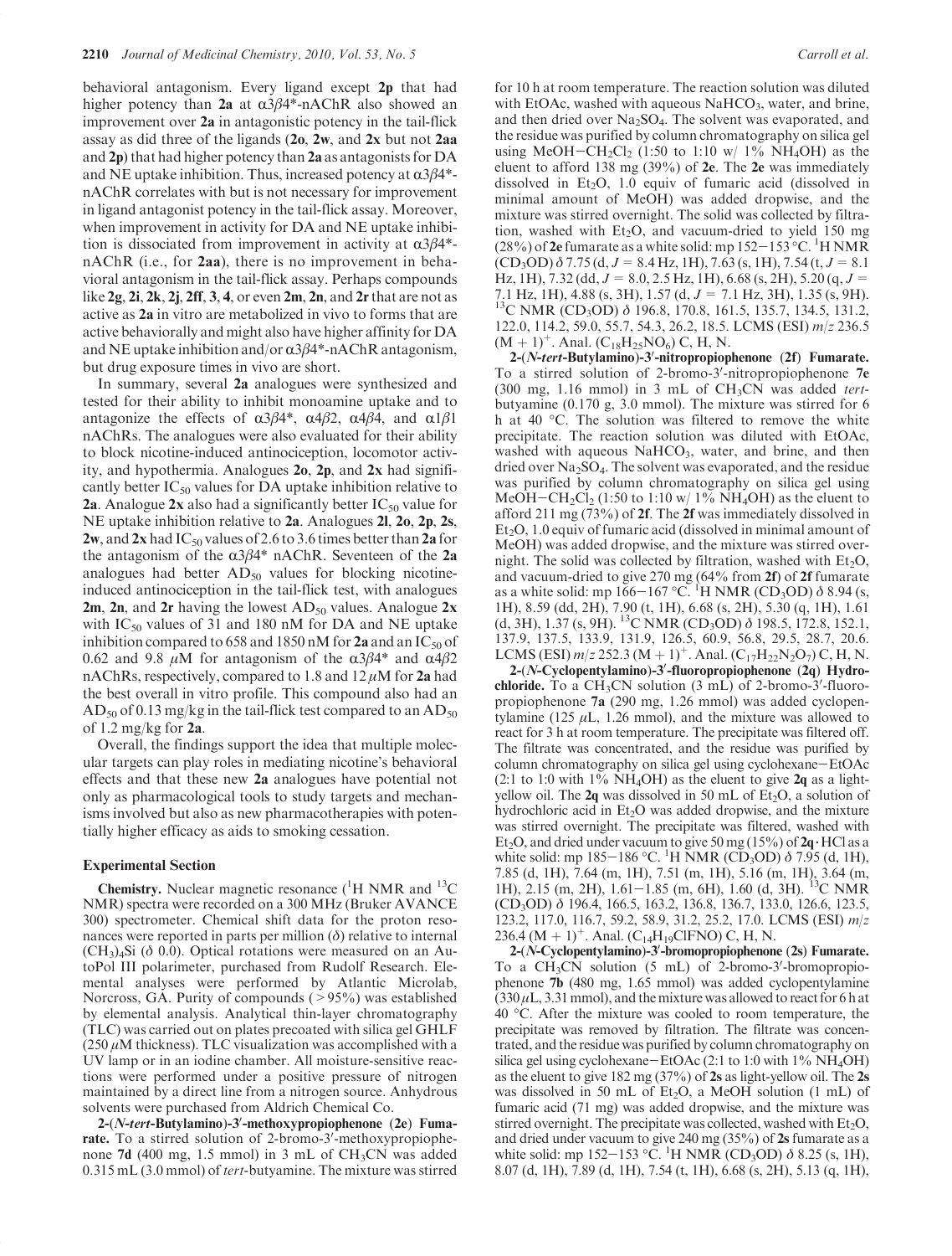behavioral antagonism. Every ligand except **2p** that had higher potency than **2a** at $\alpha3\beta4$*-nAChR also showed an improvement over **2a** in antagonistic potency in the tail-flick assay as did three of the ligands (**2o**, **2w**, and **2x** but not **2aa** and **2p**) that had higher potency than **2a** as antagonists for DA and NE uptake inhibition. Thus, increased potency at $\alpha3\beta4$*-nAChR correlates with but is not necessary for improvement in ligand antagonist potency in the tail-flick assay. Moreover, when improvement in activity for DA and NE uptake inhibition is dissociated from improvement in activity at $\alpha3\beta4$*-nAChR (i.e., for **2aa**), there is no improvement in behavioral antagonism in the tail-flick assay. Perhaps compounds like **2g**, **2i**, **2k**, **2j**, **2ff**, **3**, **4**, or even **2m**, **2n**, and **2r** that are not as active as **2a** in vitro are metabolized in vivo to forms that are active behaviorally and might also have higher affinity for DA and NE uptake inhibition and/or $\alpha3\beta4$*-nAChR antagonism, but drug exposure times in vivo are short.

In summary, several **2a** analogues were synthesized and tested for their ability to inhibit monoamine uptake and to antagonize the effects of $\alpha3\beta4$*, $\alpha4\beta2$, $\alpha4\beta4$, and $\alpha1\beta1$ nAChRs. The analogues were also evaluated for their ability to block nicotine-induced antinociception, locomotor activity, and hypothermia. Analogues **2o**, **2p**, and **2x** had significantly better $IC_{50}$ values for DA uptake inhibition relative to **2a**. Analogue **2x** also had a significantly better $IC_{50}$ value for NE uptake inhibition relative to **2a**. Analogues **2l**, **2o**, **2p**, **2s**, **2w**, and **2x** had $IC_{50}$ values of 2.6 to 3.6 times better than **2a** for the antagonism of the $\alpha3\beta4$* nAChR. Seventeen of the **2a** analogues had better $AD_{50}$ values for blocking nicotine-induced antinociception in the tail-flick test, with analogues **2m**, **2n**, and **2r** having the lowest $AD_{50}$ values. Analogue **2x** with $IC_{50}$ values of 31 and 180 nM for DA and NE uptake inhibition compared to 658 and 1850 nM for **2a** and an $IC_{50}$ of 0.62 and 9.8 $\mu$M for antagonism of the $\alpha3\beta4$* and $\alpha4\beta2$ nAChRs, respectively, compared to 1.8 and 12 $\mu$M for **2a** had the best overall in vitro profile. This compound also had an $AD_{50}$ of 0.13 mg/kg in the tail-flick test compared to an $AD_{50}$ of 1.2 mg/kg for **2a**.

Overall, the findings support the idea that multiple molecular targets can play roles in mediating nicotine's behavioral effects and that these new **2a** analogues have potential not only as pharmacological tools to study targets and mechanisms involved but also as new pharmacotherapies with potentially higher efficacy as aids to smoking cessation.

## Experimental Section

**Chemistry.** Nuclear magnetic resonance ($^1$H NMR and $^{13}$C NMR) spectra were recorded on a 300 MHz (Bruker AVANCE 300) spectrometer. Chemical shift data for the proton resonances were reported in parts per million ($\delta$) relative to internal $(CH_3)_4Si$ ($\delta$ 0.0). Optical rotations were measured on an AutoPol III polarimeter, purchased from Rudolf Research. Elemental analyses were performed by Atlantic Microlab, Norcross, GA. Purity of compounds (>95%) was established by elemental analysis. Analytical thin-layer chromatography (TLC) was carried out on plates precoated with silica gel GHLF (250 $\mu$M thickness). TLC visualization was accomplished with a UV lamp or in an iodine chamber. All moisture-sensitive reactions were performed under a positive pressure of nitrogen maintained by a direct line from a nitrogen source. Anhydrous solvents were purchased from Aldrich Chemical Co.

**2-(*N*-*tert*-Butylamino)-3′-methoxypropiophenone (2e) Fumarate.** To a stirred solution of 2-bromo-3′-methoxypropiophenone **7d** (400 mg, 1.5 mmol) in 3 mL of $CH_3CN$ was added 0.315 mL (3.0 mmol) of *tert*-butyamine. The mixture was stirred for 10 h at room temperature. The reaction solution was diluted with EtOAc, washed with aqueous $NaHCO_3$, water, and brine, and then dried over $Na_2SO_4$. The solvent was evaporated, and the residue was purified by column chromatography on silica gel using MeOH–$CH_2Cl_2$ (1:50 to 1:10 w/ 1% $NH_4OH$) as the eluent to afford 138 mg (39%) of **2e**. The **2e** was immediately dissolved in $Et_2O$, 1.0 equiv of fumaric acid (dissolved in minimal amount of MeOH) was added dropwise, and the mixture was stirred overnight. The solid was collected by filtration, washed with $Et_2O$, and vacuum-dried to yield 150 mg (28%) of **2e** fumarate as a white solid: mp 152–153 °C. $^1$H NMR ($CD_3OD$) $\delta$ 7.75 (d, $J$ = 8.4 Hz, 1H), 7.63 (s, 1H), 7.54 (t, $J$ = 8.1 Hz, 1H), 7.32 (dd, $J$ = 8.0, 2.5 Hz, 1H), 6.68 (s, 2H), 5.20 (q, $J$ = 7.1 Hz, 1H), 4.88 (s, 3H), 1.57 (d, $J$ = 7.1 Hz, 3H), 1.35 (s, 9H). $^{13}$C NMR ($CD_3OD$) $\delta$ 196.8, 170.8, 161.5, 135.7, 134.5, 131.2, 122.0, 114.2, 59.0, 55.7, 54.3, 26.2, 18.5. LCMS (ESI) $m/z$ 236.5 $(M + 1)^+$. Anal. ($C_{18}H_{25}NO_6$) C, H, N.

**2-(*N*-*tert*-Butylamino)-3′-nitropropiophenone (2f) Fumarate.** To a stirred solution of 2-bromo-3′-nitropropiophenone **7e** (300 mg, 1.16 mmol) in 3 mL of $CH_3CN$ was added *tert*-butyamine (0.170 g, 3.0 mmol). The mixture was stirred for 6 h at 40 °C. The solution was filtered to remove the white precipitate. The reaction solution was diluted with EtOAc, washed with aqueous $NaHCO_3$, water, and brine, and then dried over $Na_2SO_4$. The solvent was evaporated, and the residue was purified by column chromatography on silica gel using MeOH–$CH_2Cl_2$ (1:50 to 1:10 w/ 1% $NH_4OH$) as the eluent to afford 211 mg (73%) of **2f**. The **2f** was immediately dissolved in $Et_2O$, 1.0 equiv of fumaric acid (dissolved in minimal amount of MeOH) was added dropwise, and the mixture was stirred overnight. The solid was collected by filtration, washed with $Et_2O$, and vacuum-dried to give 270 mg (64% from **2f**) of **2f** fumarate as a white solid: mp 166–167 °C. $^1$H NMR ($CD_3OD$) $\delta$ 8.94 (s, 1H), 8.59 (dd, 2H), 7.90 (t, 1H), 6.68 (s, 2H), 5.30 (q, 1H), 1.61 (d, 3H), 1.37 (s, 9H). $^{13}$C NMR ($CD_3OD$) $\delta$ 198.5, 172.8, 152.1, 137.9, 137.5, 133.9, 131.9, 126.5, 60.9, 56.8, 29.5, 28.7, 20.6. LCMS (ESI) $m/z$ 252.3 $(M + 1)^+$. Anal. ($C_{17}H_{22}N_2O_7$) C, H, N.

**2-(*N*-Cyclopentylamino)-3′-fluoropropiophenone (2q) Hydrochloride.** To a $CH_3CN$ solution (3 mL) of 2-bromo-3′-fluoropropiophenone **7a** (290 mg, 1.26 mmol) was added cyclopentylamine (125 $\mu$L, 1.26 mmol), and the mixture was allowed to react for 3 h at room temperature. The precipitate was filtered off. The filtrate was concentrated, and the residue was purified by column chromatography on silica gel using cyclohexane–EtOAc (2:1 to 1:0 with 1% $NH_4OH$) as the eluent to give **2q** as a light-yellow oil. The **2q** was dissolved in 50 mL of $Et_2O$, a solution of hydrochloric acid in $Et_2O$ was added dropwise, and the mixture was stirred overnight. The precipitate was filtered, washed with $Et_2O$, and dried under vacuum to give 50 mg (15%) of **2q**·HCl as a white solid: mp 185–186 °C. $^1$H NMR ($CD_3OD$) $\delta$ 7.95 (d, 1H), 7.85 (d, 1H), 7.64 (m, 1H), 7.51 (m, 1H), 5.16 (m, 1H), 3.64 (m, 1H), 2.15 (m, 2H), 1.61–1.85 (m, 6H), 1.60 (d, 3H). $^{13}$C NMR ($CD_3OD$) $\delta$ 196.4, 166.5, 163.2, 136.8, 136.7, 133.0, 126.6, 123.5, 123.2, 117.0, 116.7, 59.2, 58.9, 31.2, 25.2, 17.0. LCMS (ESI) $m/z$ 236.4 $(M + 1)^+$. Anal. ($C_{14}H_{19}ClFNO$) C, H, N.

**2-(*N*-Cyclopentylamino)-3′-bromopropiophenone (2s) Fumarate.** To a $CH_3CN$ solution (5 mL) of 2-bromo-3′-bromopropiophenone **7b** (480 mg, 1.65 mmol) was added cyclopentylamine (330 $\mu$L, 3.31 mmol), and the mixture was allowed to react for 6 h at 40 °C. After the mixture was cooled to room temperature, the precipitate was removed by filtration. The filtrate was concentrated, and the residue was purified by column chromatography on silica gel using cyclohexane–EtOAc (2:1 to 1:0 with 1% $NH_4OH$) as the eluent to give 182 mg (37%) of **2s** as light-yellow oil. The **2s** was dissolved in 50 mL of $Et_2O$, a MeOH solution (1 mL) of fumaric acid (71 mg) was added dropwise, and the mixture was stirred overnight. The precipitate was collected, washed with $Et_2O$, and dried under vacuum to give 240 mg (35%) of **2s** fumarate as a white solid: mp 152–153 °C. $^1$H NMR ($CD_3OD$) $\delta$ 8.25 (s, 1H), 8.07 (d, 1H), 7.89 (d, 1H), 7.54 (t, 1H), 6.68 (s, 2H), 5.13 (q, 1H),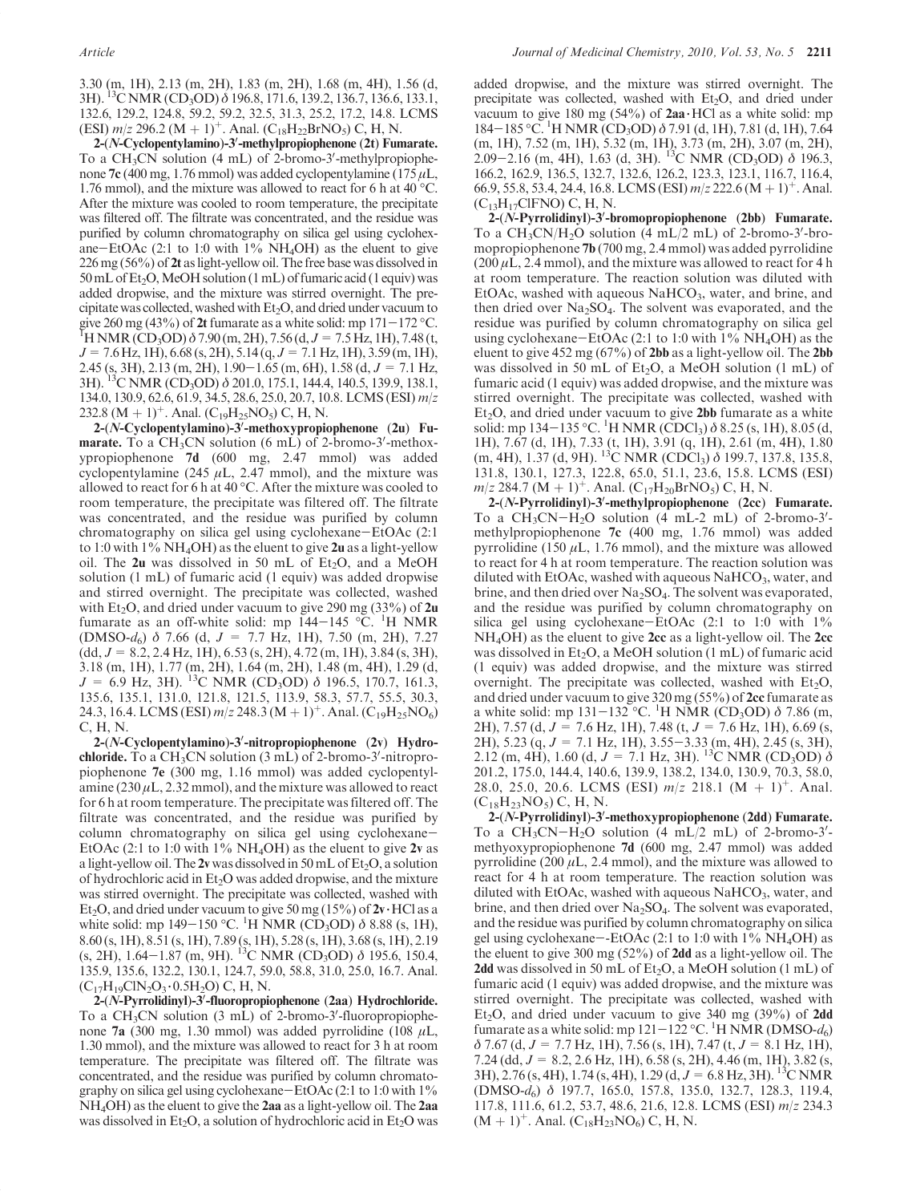3.30 (m, 1H), 2.13 (m, 2H), 1.83 (m, 2H), 1.68 (m, 4H), 1.56 (d, 3H). $^{13}$C NMR ($CD_3OD$) δ 196.8, 171.6, 139.2, 136.7, 136.6, 133.1, 132.6, 129.2, 124.8, 59.2, 59.2, 32.5, 31.3, 25.2, 17.2, 14.8. LCMS (ESI) $m/z$ 296.2 (M + 1)$^+$. Anal. ($C_{18}H_{22}BrNO_5$) C, H, N.

**2-(*N*-Cyclopentylamino)-3′-methylpropiophenone (2t) Fumarate.** To a $CH_3CN$ solution (4 mL) of 2-bromo-3′-methylpropiophenone **7c** (400 mg, 1.76 mmol) was added cyclopentylamine (175 μL, 1.76 mmol), and the mixture was allowed to react for 6 h at 40 °C. After the mixture was cooled to room temperature, the precipitate was filtered off. The filtrate was concentrated, and the residue was purified by column chromatography on silica gel using cyclohexane−EtOAc (2:1 to 1:0 with 1% $NH_4OH$) as the eluent to give 226 mg (56%) of **2t** as light-yellow oil. The free base was dissolved in 50 mL of $Et_2O$, MeOH solution (1 mL) of fumaric acid (1 equiv) was added dropwise, and the mixture was stirred overnight. The precipitate was collected, washed with $Et_2O$, and dried under vacuum to give 260 mg (43%) of **2t** fumarate as a white solid: mp 171−172 °C. $^1$H NMR ($CD_3OD$) δ 7.90 (m, 2H), 7.56 (d, $J$ = 7.5 Hz, 1H), 7.48 (t, $J$ = 7.6 Hz, 1H), 6.68 (s, 2H), 5.14 (q, $J$ = 7.1 Hz, 1H), 3.59 (m, 1H), 2.45 (s, 3H), 2.13 (m, 2H), 1.90−1.65 (m, 6H), 1.58 (d, $J$ = 7.1 Hz, 3H). $^{13}$C NMR ($CD_3OD$) δ 201.0, 175.1, 144.4, 140.5, 139.9, 138.1, 134.0, 130.9, 62.6, 61.9, 34.5, 28.6, 25.0, 20.7, 10.8. LCMS (ESI) $m/z$ 232.8 (M + 1)$^+$. Anal. ($C_{19}H_{25}NO_5$) C, H, N.

**2-(*N*-Cyclopentylamino)-3′-methoxypropiophenone (2u) Fumarate.** To a $CH_3CN$ solution (6 mL) of 2-bromo-3′-methoxypropiophenone **7d** (600 mg, 2.47 mmol) was added cyclopentylamine (245 μL, 2.47 mmol), and the mixture was allowed to react for 6 h at 40 °C. After the mixture was cooled to room temperature, the precipitate was filtered off. The filtrate was concentrated, and the residue was purified by column chromatography on silica gel using cyclohexane−EtOAc (2:1 to 1:0 with 1% $NH_4OH$) as the eluent to give **2u** as a light-yellow oil. The **2u** was dissolved in 50 mL of $Et_2O$, and a MeOH solution (1 mL) of fumaric acid (1 equiv) was added dropwise and stirred overnight. The precipitate was collected, washed with $Et_2O$, and dried under vacuum to give 290 mg (33%) of **2u** fumarate as an off-white solid: mp 144−145 °C. $^1$H NMR (DMSO-$d_6$) δ 7.66 (d, $J$ = 7.7 Hz, 1H), 7.50 (m, 2H), 7.27 (dd, $J$ = 8.2, 2.4 Hz, 1H), 6.53 (s, 2H), 4.72 (m, 1H), 3.84 (s, 3H), 3.18 (m, 1H), 1.77 (m, 2H), 1.64 (m, 2H), 1.48 (m, 4H), 1.29 (d, $J$ = 6.9 Hz, 3H). $^{13}$C NMR ($CD_3OD$) δ 196.5, 170.7, 161.3, 135.6, 135.1, 131.0, 121.8, 121.5, 113.9, 58.3, 57.7, 55.5, 30.3, 24.3, 16.4. LCMS (ESI) $m/z$ 248.3 (M + 1)$^+$. Anal. ($C_{19}H_{25}NO_6$) C, H, N.

**2-(*N*-Cyclopentylamino)-3′-nitropropiophenone (2v) Hydrochloride.** To a $CH_3CN$ solution (3 mL) of 2-bromo-3′-nitropropiophenone **7e** (300 mg, 1.16 mmol) was added cyclopentylamine (230 μL, 2.32 mmol), and the mixture was allowed to react for 6 h at room temperature. The precipitate was filtered off. The filtrate was concentrated, and the residue was purified by column chromatography on silica gel using cyclohexane−EtOAc (2:1 to 1:0 with 1% $NH_4OH$) as the eluent to give **2v** as a light-yellow oil. The **2v** was dissolved in 50 mL of $Et_2O$, a solution of hydrochloric acid in $Et_2O$ was added dropwise, and the mixture was stirred overnight. The precipitate was collected, washed with $Et_2O$, and dried under vacuum to give 50 mg (15%) of **2v**·HCl as a white solid: mp 149−150 °C. $^1$H NMR ($CD_3OD$) δ 8.88 (s, 1H), 8.60 (s, 1H), 8.51 (s, 1H), 7.89 (s, 1H), 5.28 (s, 1H), 3.68 (s, 1H), 2.19 (s, 2H), 1.64−1.87 (m, 9H). $^{13}$C NMR ($CD_3OD$) δ 195.6, 150.4, 135.9, 135.6, 132.2, 130.1, 124.7, 59.0, 58.8, 31.0, 25.0, 16.7. Anal. ($C_{17}H_{19}ClN_2O_3$·0.5$H_2O$) C, H, N.

**2-(*N*-Pyrrolidinyl)-3′-fluoropropiophenone (2aa) Hydrochloride.** To a $CH_3CN$ solution (3 mL) of 2-bromo-3′-fluoropropiophenone **7a** (300 mg, 1.30 mmol) was added pyrrolidine (108 μL, 1.30 mmol), and the mixture was allowed to react for 3 h at room temperature. The precipitate was filtered off. The filtrate was concentrated, and the residue was purified by column chromatography on silica gel using cyclohexane−EtOAc (2:1 to 1:0 with 1% $NH_4OH$) as the eluent to give the **2aa** as a light-yellow oil. The **2aa** was dissolved in $Et_2O$, a solution of hydrochloric acid in $Et_2O$ was added dropwise, and the mixture was stirred overnight. The precipitate was collected, washed with $Et_2O$, and dried under vacuum to give 180 mg (54%) of **2aa**·HCl as a white solid: mp 184−185 °C. $^1$H NMR ($CD_3OD$) δ 7.91 (d, 1H), 7.81 (d, 1H), 7.64 (m, 1H), 7.52 (m, 1H), 5.32 (m, 1H), 3.73 (m, 2H), 3.07 (m, 2H), 2.09−2.16 (m, 4H), 1.63 (d, 3H). $^{13}$C NMR ($CD_3OD$) δ 196.3, 166.2, 162.9, 136.5, 132.7, 132.6, 126.2, 123.3, 123.1, 116.7, 116.4, 66.9, 55.8, 53.4, 24.4, 16.8. LCMS (ESI) $m/z$ 222.6 (M + 1)$^+$. Anal. ($C_{13}H_{17}ClFNO$) C, H, N.

**2-(*N*-Pyrrolidinyl)-3′-bromopropiophenone (2bb) Fumarate.** To a $CH_3CN/H_2O$ solution (4 mL/2 mL) of 2-bromo-3′-bromopropiophenone **7b** (700 mg, 2.4 mmol) was added pyrrolidine (200 μL, 2.4 mmol), and the mixture was allowed to react for 4 h at room temperature. The reaction solution was diluted with EtOAc, washed with aqueous $NaHCO_3$, water, and brine, and then dried over $Na_2SO_4$. The solvent was evaporated, and the residue was purified by column chromatography on silica gel using cyclohexane−EtOAc (2:1 to 1:0 with 1% $NH_4OH$) as the eluent to give 452 mg (67%) of **2bb** as a light-yellow oil. The **2bb** was dissolved in 50 mL of $Et_2O$, a MeOH solution (1 mL) of fumaric acid (1 equiv) was added dropwise, and the mixture was stirred overnight. The precipitate was collected, washed with $Et_2O$, and dried under vacuum to give **2bb** fumarate as a white solid: mp 134−135 °C. $^1$H NMR ($CDCl_3$) δ 8.25 (s, 1H), 8.05 (d, 1H), 7.67 (d, 1H), 7.33 (t, 1H), 3.91 (q, 1H), 2.61 (m, 4H), 1.80 (m, 4H), 1.37 (d, 9H). $^{13}$C NMR ($CDCl_3$) δ 199.7, 137.8, 135.8, 131.8, 130.1, 127.3, 122.8, 65.0, 51.1, 23.6, 15.8. LCMS (ESI) $m/z$ 284.7 (M + 1)$^+$. Anal. ($C_{17}H_{20}BrNO_5$) C, H, N.

**2-(*N*-Pyrrolidinyl)-3′-methylpropiophenone (2cc) Fumarate.** To a $CH_3CN$−$H_2O$ solution (4 mL-2 mL) of 2-bromo-3′-methylpropiophenone **7c** (400 mg, 1.76 mmol) was added pyrrolidine (150 μL, 1.76 mmol), and the mixture was allowed to react for 4 h at room temperature. The reaction solution was diluted with EtOAc, washed with aqueous $NaHCO_3$, water, and brine, and then dried over $Na_2SO_4$. The solvent was evaporated, and the residue was purified by column chromatography on silica gel using cyclohexane−EtOAc (2:1 to 1:0 with 1% $NH_4OH$) as the eluent to give **2cc** as a light-yellow oil. The **2cc** was dissolved in $Et_2O$, a MeOH solution (1 mL) of fumaric acid (1 equiv) was added dropwise, and the mixture was stirred overnight. The precipitate was collected, washed with $Et_2O$, and dried under vacuum to give 320 mg (55%) of **2cc** fumarate as a white solid: mp 131−132 °C. $^1$H NMR ($CD_3OD$) δ 7.86 (m, 2H), 7.57 (d, $J$ = 7.6 Hz, 1H), 7.48 (t, $J$ = 7.6 Hz, 1H), 6.69 (s, 2H), 5.23 (q, $J$ = 7.1 Hz, 1H), 3.55−3.33 (m, 4H), 2.45 (s, 3H), 2.12 (m, 4H), 1.60 (d, $J$ = 7.1 Hz, 3H). $^{13}$C NMR ($CD_3OD$) δ 201.2, 175.0, 144.4, 140.6, 139.9, 138.2, 134.0, 130.9, 70.3, 58.0, 28.0, 25.0, 20.6. LCMS (ESI) $m/z$ 218.1 (M + 1)$^+$. Anal. ($C_{18}H_{23}NO_5$) C, H, N.

**2-(*N*-Pyrrolidinyl)-3′-methoxypropiophenone (2dd) Fumarate.** To a $CH_3CN$−$H_2O$ solution (4 mL/2 mL) of 2-bromo-3′-methyoxypropiophenone **7d** (600 mg, 2.47 mmol) was added pyrrolidine (200 μL, 2.4 mmol), and the mixture was allowed to react for 4 h at room temperature. The reaction solution was diluted with EtOAc, washed with aqueous $NaHCO_3$, water, and brine, and then dried over $Na_2SO_4$. The solvent was evaporated, and the residue was purified by column chromatography on silica gel using cyclohexane−-EtOAc (2:1 to 1:0 with 1% $NH_4OH$) as the eluent to give 300 mg (52%) of **2dd** as a light-yellow oil. The **2dd** was dissolved in 50 mL of $Et_2O$, a MeOH solution (1 mL) of fumaric acid (1 equiv) was added dropwise, and the mixture was stirred overnight. The precipitate was collected, washed with $Et_2O$, and dried under vacuum to give 340 mg (39%) of **2dd** fumarate as a white solid: mp 121−122 °C. $^1$H NMR (DMSO-$d_6$) δ 7.67 (d, $J$ = 7.7 Hz, 1H), 7.56 (s, 1H), 7.47 (t, $J$ = 8.1 Hz, 1H), 7.24 (dd, $J$ = 8.2, 2.6 Hz, 1H), 6.58 (s, 2H), 4.46 (m, 1H), 3.82 (s, 3H), 2.76 (s, 4H), 1.74 (s, 4H), 1.29 (d, $J$ = 6.8 Hz, 3H). $^{13}$C NMR (DMSO-$d_6$) δ 197.7, 165.0, 157.8, 135.0, 132.7, 128.3, 119.4, 117.8, 111.6, 61.2, 53.7, 48.6, 21.6, 12.8. LCMS (ESI) $m/z$ 234.3 (M + 1)$^+$. Anal. ($C_{18}H_{23}NO_6$) C, H, N.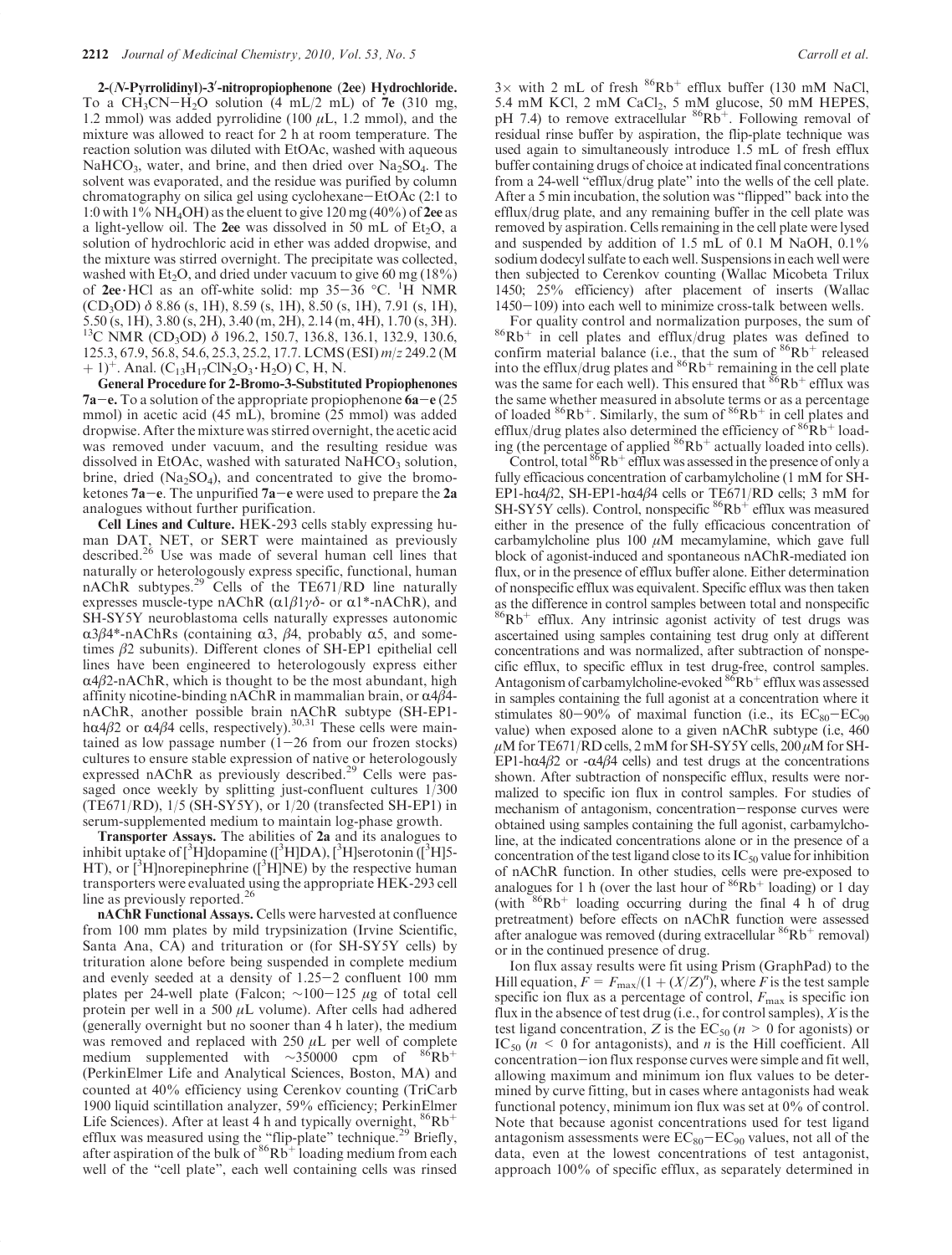**2-(*N*-Pyrrolidinyl)-3′-nitropropiophenone (2ee) Hydrochloride.** To a $CH_3CN-H_2O$ solution (4 mL/2 mL) of **7e** (310 mg, 1.2 mmol) was added pyrrolidine (100 μL, 1.2 mmol), and the mixture was allowed to react for 2 h at room temperature. The reaction solution was diluted with EtOAc, washed with aqueous $NaHCO_3$, water, and brine, and then dried over $Na_2SO_4$. The solvent was evaporated, and the residue was purified by column chromatography on silica gel using cyclohexane−EtOAc (2:1 to 1:0 with 1% $NH_4OH$) as the eluent to give 120 mg (40%) of **2ee** as a light-yellow oil. The **2ee** was dissolved in 50 mL of $Et_2O$, a solution of hydrochloric acid in ether was added dropwise, and the mixture was stirred overnight. The precipitate was collected, washed with $Et_2O$, and dried under vacuum to give 60 mg (18%) of **2ee**·HCl as an off-white solid: mp 35−36 °C. $^1H$ NMR ($CD_3OD$) δ 8.86 (s, 1H), 8.59 (s, 1H), 8.50 (s, 1H), 7.91 (s, 1H), 5.50 (s, 1H), 3.80 (s, 2H), 3.40 (m, 2H), 2.14 (m, 4H), 1.70 (s, 3H). $^{13}C$ NMR ($CD_3OD$) δ 196.2, 150.7, 136.8, 136.1, 132.9, 130.6, 125.3, 67.9, 56.8, 54.6, 25.3, 25.2, 17.7. LCMS (ESI) *m/z* 249.2 (M + 1)$^+$. Anal. ($C_{13}H_{17}ClN_2O_3 \cdot H_2O$) C, H, N.

**General Procedure for 2-Bromo-3-Substituted Propiophenones 7a−e.** To a solution of the appropriate propiophenone **6a−e** (25 mmol) in acetic acid (45 mL), bromine (25 mmol) was added dropwise. After the mixture was stirred overnight, the acetic acid was removed under vacuum, and the resulting residue was dissolved in EtOAc, washed with saturated $NaHCO_3$ solution, brine, dried ($Na_2SO_4$), and concentrated to give the bromoketones **7a−e**. The unpurified **7a−e** were used to prepare the **2a** analogues without further purification.

**Cell Lines and Culture.** HEK-293 cells stably expressing human DAT, NET, or SERT were maintained as previously described.[26] Use was made of several human cell lines that naturally or heterologously express specific, functional, human nAChR subtypes.[29] Cells of the TE671/RD line naturally expresses muscle-type nAChR (α1β1γδ- or α1*-nAChR), and SH-SY5Y neuroblastoma cells naturally expresses autonomic α3β4*-nAChRs (containing α3, β4, probably α5, and sometimes β2 subunits). Different clones of SH-EP1 epithelial cell lines have been engineered to heterologously express either α4β2-nAChR, which is thought to be the most abundant, high affinity nicotine-binding nAChR in mammalian brain, or α4β4-nAChR, another possible brain nAChR subtype (SH-EP1-hα4β2 or α4β4 cells, respectively).[30,31] These cells were maintained as low passage number (1−26 from our frozen stocks) cultures to ensure stable expression of native or heterologously expressed nAChR as previously described.[29] Cells were passaged once weekly by splitting just-confluent cultures 1/300 (TE671/RD), 1/5 (SH-SY5Y), or 1/20 (transfected SH-EP1) in serum-supplemented medium to maintain log-phase growth.

**Transporter Assays.** The abilities of **2a** and its analogues to inhibit uptake of [$^3$H]dopamine ([$^3$H]DA), [$^3$H]serotonin ([$^3$H]5-HT), or [$^3$H]norepinephrine ([$^3$H]NE) by the respective human transporters were evaluated using the appropriate HEK-293 cell line as previously reported.[26]

**nAChR Functional Assays.** Cells were harvested at confluence from 100 mm plates by mild trypsinization (Irvine Scientific, Santa Ana, CA) and trituration or (for SH-SY5Y cells) by trituration alone before being suspended in complete medium and evenly seeded at a density of 1.25−2 confluent 100 mm plates per 24-well plate (Falcon; ~100−125 μg of total cell protein per well in a 500 μL volume). After cells had adhered (generally overnight but no sooner than 4 h later), the medium was removed and replaced with 250 μL per well of complete medium supplemented with ~350000 cpm of $^{86}Rb^+$ (PerkinElmer Life and Analytical Sciences, Boston, MA) and counted at 40% efficiency using Cerenkov counting (TriCarb 1900 liquid scintillation analyzer, 59% efficiency; PerkinElmer Life Sciences). After at least 4 h and typically overnight, $^{86}Rb^+$ efflux was measured using the "flip-plate" technique.[29] Briefly, after aspiration of the bulk of $^{86}Rb^+$ loading medium from each well of the "cell plate", each well containing cells was rinsed 3× with 2 mL of fresh $^{86}Rb^+$ efflux buffer (130 mM NaCl, 5.4 mM KCl, 2 mM $CaCl_2$, 5 mM glucose, 50 mM HEPES, pH 7.4) to remove extracellular $^{86}Rb^+$. Following removal of residual rinse buffer by aspiration, the flip-plate technique was used again to simultaneously introduce 1.5 mL of fresh efflux buffer containing drugs of choice at indicated final concentrations from a 24-well "efflux/drug plate" into the wells of the cell plate. After a 5 min incubation, the solution was "flipped" back into the efflux/drug plate, and any remaining buffer in the cell plate was removed by aspiration. Cells remaining in the cell plate were lysed and suspended by addition of 1.5 mL of 0.1 M NaOH, 0.1% sodium dodecyl sulfate to each well. Suspensions in each well were then subjected to Cerenkov counting (Wallac Micobeta Trilux 1450; 25% efficiency) after placement of inserts (Wallac 1450−109) into each well to minimize cross-talk between wells.

For quality control and normalization purposes, the sum of $^{86}Rb^+$ in cell plates and efflux/drug plates was defined to confirm material balance (i.e., that the sum of $^{86}Rb^+$ released into the efflux/drug plates and $^{86}Rb^+$ remaining in the cell plate was the same for each well). This ensured that $^{86}Rb^+$ efflux was the same whether measured in absolute terms or as a percentage of loaded $^{86}Rb^+$. Similarly, the sum of $^{86}Rb^+$ in cell plates and efflux/drug plates also determined the efficiency of $^{86}Rb^+$ loading (the percentage of applied $^{86}Rb^+$ actually loaded into cells).

Control, total $^{86}Rb^+$ efflux was assessed in the presence of only a fully efficacious concentration of carbamylcholine (1 mM for SH-EP1-hα4β2, SH-EP1-hα4β4 cells or TE671/RD cells; 3 mM for SH-SY5Y cells). Control, nonspecific $^{86}Rb^+$ efflux was measured either in the presence of the fully efficacious concentration of carbamylcholine plus 100 μM mecamylamine, which gave full block of agonist-induced and spontaneous nAChR-mediated ion flux, or in the presence of efflux buffer alone. Either determination of nonspecific efflux was equivalent. Specific efflux was then taken as the difference in control samples between total and nonspecific $^{86}Rb^+$ efflux. Any intrinsic agonist activity of test drugs was ascertained using samples containing test drug only at different concentrations and was normalized, after subtraction of nonspecific efflux, to specific efflux in test drug-free, control samples. Antagonism of carbamylcholine-evoked $^{86}Rb^+$ efflux was assessed in samples containing the full agonist at a concentration where it stimulates 80−90% of maximal function (i.e., its $EC_{80}-EC_{90}$ value) when exposed alone to a given nAChR subtype (i.e, 460 μM for TE671/RD cells, 2 mM for SH-SY5Y cells, 200 μM for SH-EP1-hα4β2 or -α4β4 cells) and test drugs at the concentrations shown. After subtraction of nonspecific efflux, results were normalized to specific ion flux in control samples. For studies of mechanism of antagonism, concentration−response curves were obtained using samples containing the full agonist, carbamylcholine, at the indicated concentrations alone or in the presence of a concentration of the test ligand close to its $IC_{50}$ value for inhibition of nAChR function. In other studies, cells were pre-exposed to analogues for 1 h (over the last hour of $^{86}Rb^+$ loading) or 1 day (with $^{86}Rb^+$ loading occurring during the final 4 h of drug pretreatment) before effects on nAChR function were assessed after analogue was removed (during extracellular $^{86}Rb^+$ removal) or in the continued presence of drug.

Ion flux assay results were fit using Prism (GraphPad) to the Hill equation, $F = F_{max}/(1 + (X/Z)^n)$, where $F$ is the test sample specific ion flux as a percentage of control, $F_{max}$ is specific ion flux in the absence of test drug (i.e., for control samples), $X$ is the test ligand concentration, $Z$ is the $EC_{50}$ ($n > 0$ for agonists) or $IC_{50}$ ($n < 0$ for antagonists), and $n$ is the Hill coefficient. All concentration−ion flux response curves were simple and fit well, allowing maximum and minimum ion flux values to be determined by curve fitting, but in cases where antagonists had weak functional potency, minimum ion flux was set at 0% of control. Note that because agonist concentrations used for test ligand antagonism assessments were $EC_{80}-EC_{90}$ values, not all of the data, even at the lowest concentrations of test antagonist, approach 100% of specific efflux, as separately determined in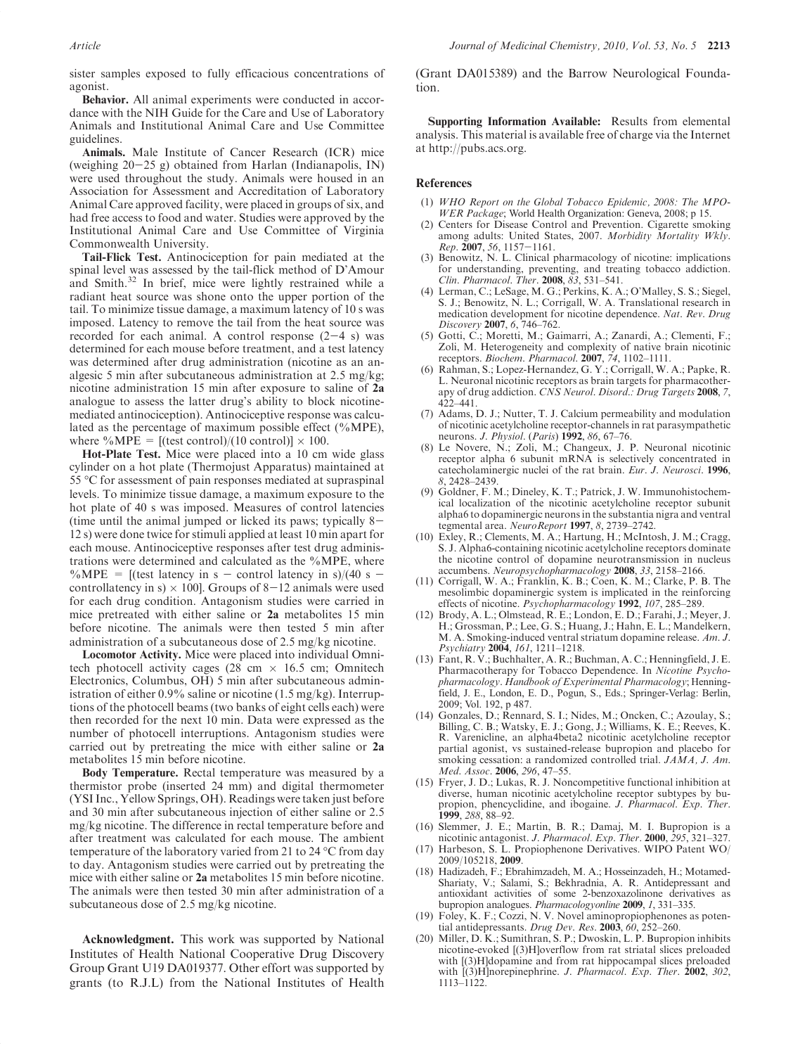sister samples exposed to fully efficacious concentrations of agonist.

**Behavior.** All animal experiments were conducted in accordance with the NIH Guide for the Care and Use of Laboratory Animals and Institutional Animal Care and Use Committee guidelines.

**Animals.** Male Institute of Cancer Research (ICR) mice (weighing 20−25 g) obtained from Harlan (Indianapolis, IN) were used throughout the study. Animals were housed in an Association for Assessment and Accreditation of Laboratory Animal Care approved facility, were placed in groups of six, and had free access to food and water. Studies were approved by the Institutional Animal Care and Use Committee of Virginia Commonwealth University.

**Tail-Flick Test.** Antinociception for pain mediated at the spinal level was assessed by the tail-flick method of D'Amour and Smith.[32] In brief, mice were lightly restrained while a radiant heat source was shone onto the upper portion of the tail. To minimize tissue damage, a maximum latency of 10 s was imposed. Latency to remove the tail from the heat source was recorded for each animal. A control response (2−4 s) was determined for each mouse before treatment, and a test latency was determined after drug administration (nicotine as an analgesic 5 min after subcutaneous administration at 2.5 mg/kg; nicotine administration 15 min after exposure to saline of **2a** analogue to assess the latter drug's ability to block nicotine-mediated antinociception). Antinociceptive response was calculated as the percentage of maximum possible effect (%MPE), where %MPE = [(test control)/(10 control)] × 100.

**Hot-Plate Test.** Mice were placed into a 10 cm wide glass cylinder on a hot plate (Thermojust Apparatus) maintained at 55 °C for assessment of pain responses mediated at supraspinal levels. To minimize tissue damage, a maximum exposure to the hot plate of 40 s was imposed. Measures of control latencies (time until the animal jumped or licked its paws; typically 8−12 s) were done twice for stimuli applied at least 10 min apart for each mouse. Antinociceptive responses after test drug administrations were determined and calculated as the %MPE, where %MPE = [(test latency in s − control latency in s)/(40 s − controllatency in s) × 100]. Groups of 8−12 animals were used for each drug condition. Antagonism studies were carried in mice pretreated with either saline or **2a** metabolites 15 min before nicotine. The animals were then tested 5 min after administration of a subcutaneous dose of 2.5 mg/kg nicotine.

**Locomotor Activity.** Mice were placed into individual Omnitech photocell activity cages (28 cm × 16.5 cm; Omnitech Electronics, Columbus, OH) 5 min after subcutaneous administration of either 0.9% saline or nicotine (1.5 mg/kg). Interruptions of the photocell beams (two banks of eight cells each) were then recorded for the next 10 min. Data were expressed as the number of photocell interruptions. Antagonism studies were carried out by pretreating the mice with either saline or **2a** metabolites 15 min before nicotine.

**Body Temperature.** Rectal temperature was measured by a thermistor probe (inserted 24 mm) and digital thermometer (YSI Inc., Yellow Springs, OH). Readings were taken just before and 30 min after subcutaneous injection of either saline or 2.5 mg/kg nicotine. The difference in rectal temperature before and after treatment was calculated for each mouse. The ambient temperature of the laboratory varied from 21 to 24 °C from day to day. Antagonism studies were carried out by pretreating the mice with either saline or **2a** metabolites 15 min before nicotine. The animals were then tested 30 min after administration of a subcutaneous dose of 2.5 mg/kg nicotine.

**Acknowledgment.** This work was supported by National Institutes of Health National Cooperative Drug Discovery Group Grant U19 DA019377. Other effort was supported by grants (to R.J.L) from the National Institutes of Health (Grant DA015389) and the Barrow Neurological Foundation.

**Supporting Information Available:** Results from elemental analysis. This material is available free of charge via the Internet at http://pubs.acs.org.

## References

(1) *WHO Report on the Global Tobacco Epidemic, 2008: The MPOWER Package*; World Health Organization: Geneva, 2008; p 15.

(2) Centers for Disease Control and Prevention. Cigarette smoking among adults: United States, 2007. *Morbidity Mortality Wkly. Rep.* **2007**, *56*, 1157−1161.

(3) Benowitz, N. L. Clinical pharmacology of nicotine: implications for understanding, preventing, and treating tobacco addiction. *Clin. Pharmacol. Ther.* **2008**, *83*, 531–541.

(4) Lerman, C.; LeSage, M. G.; Perkins, K. A.; O'Malley, S. S.; Siegel, S. J.; Benowitz, N. L.; Corrigall, W. A. Translational research in medication development for nicotine dependence. *Nat. Rev. Drug Discovery* **2007**, *6*, 746–762.

(5) Gotti, C.; Moretti, M.; Gaimarri, A.; Zanardi, A.; Clementi, F.; Zoli, M. Heterogeneity and complexity of native brain nicotinic receptors. *Biochem. Pharmacol.* **2007**, *74*, 1102–1111.

(6) Rahman, S.; Lopez-Hernandez, G. Y.; Corrigall, W. A.; Papke, R. L. Neuronal nicotinic receptors as brain targets for pharmacotherapy of drug addiction. *CNS Neurol. Disord.: Drug Targets* **2008**, *7*, 422–441.

(7) Adams, D. J.; Nutter, T. J. Calcium permeability and modulation of nicotinic acetylcholine receptor-channels in rat parasympathetic neurons. *J. Physiol. (Paris)* **1992**, *86*, 67–76.

(8) Le Novere, N.; Zoli, M.; Changeux, J. P. Neuronal nicotinic receptor alpha 6 subunit mRNA is selectively concentrated in catecholaminergic nuclei of the rat brain. *Eur. J. Neurosci.* **1996**, *8*, 2428–2439.

(9) Goldner, F. M.; Dineley, K. T.; Patrick, J. W. Immunohistochemical localization of the nicotinic acetylcholine receptor subunit alpha6 to dopaminergic neurons in the substantia nigra and ventral tegmental area. *NeuroReport* **1997**, *8*, 2739–2742.

(10) Exley, R.; Clements, M. A.; Hartung, H.; McIntosh, J. M.; Cragg, S. J. Alpha6-containing nicotinic acetylcholine receptors dominate the nicotine control of dopamine neurotransmission in nucleus accumbens. *Neuropsychopharmacology* **2008**, *33*, 2158–2166.

(11) Corrigall, W. A.; Franklin, K. B.; Coen, K. M.; Clarke, P. B. The mesolimbic dopaminergic system is implicated in the reinforcing effects of nicotine. *Psychopharmacology* **1992**, *107*, 285–289.

(12) Brody, A. L.; Olmstead, R. E.; London, E. D.; Farahi, J.; Meyer, J. H.; Grossman, P.; Lee, G. S.; Huang, J.; Hahn, E. L.; Mandelkern, M. A. Smoking-induced ventral striatum dopamine release. *Am. J. Psychiatry* **2004**, *161*, 1211–1218.

(13) Fant, R. V.; Buchhalter, A. R.; Buchman, A. C.; Henningfield, J. E. Pharmacotherapy for Tobacco Dependence. In *Nicotine Psychopharmacology. Handbook of Experimental Pharmacology*; Henningfield, J. E., London, E. D., Pogun, S., Eds.; Springer-Verlag: Berlin, 2009; Vol. 192, p 487.

(14) Gonzales, D.; Rennard, S. I.; Nides, M.; Oncken, C.; Azoulay, S.; Billing, C. B.; Watsky, E. J.; Gong, J.; Williams, K. E.; Reeves, K. R. Varenicline, an alpha4beta2 nicotinic acetylcholine receptor partial agonist, vs sustained-release bupropion and placebo for smoking cessation: a randomized controlled trial. *JAMA, J. Am. Med. Assoc.* **2006**, *296*, 47–55.

(15) Fryer, J. D.; Lukas, R. J. Noncompetitive functional inhibition at diverse, human nicotinic acetylcholine receptor subtypes by bupropion, phencyclidine, and ibogaine. *J. Pharmacol. Exp. Ther.* **1999**, *288*, 88–92.

(16) Slemmer, J. E.; Martin, B. R.; Damaj, M. I. Bupropion is a nicotinic antagonist. *J. Pharmacol. Exp. Ther.* **2000**, *295*, 321–327.

(17) Harbeson, S. L. Propiophenone Derivatives. WIPO Patent WO/2009/105218, **2009**.

(18) Hadizadeh, F.; Ebrahimzadeh, M. A.; Hosseinzadeh, H.; Motamed-Shariaty, V.; Salami, S.; Bekhradnia, A. R. Antidepressant and antioxidant activities of some 2-benzoxazolinone derivatives as bupropion analogues. *Pharmacologyonline* **2009**, *1*, 331–335.

(19) Foley, K. F.; Cozzi, N. V. Novel aminopropiophenones as potential antidepressants. *Drug Dev. Res.* **2003**, *60*, 252–260.

(20) Miller, D. K.; Sumithran, S. P.; Dwoskin, L. P. Bupropion inhibits nicotine-evoked [(3)H]overflow from rat striatal slices preloaded with [(3)H]dopamine and from rat hippocampal slices preloaded with [(3)H]norepinephrine. *J. Pharmacol. Exp. Ther.* **2002**, *302*, 1113–1122.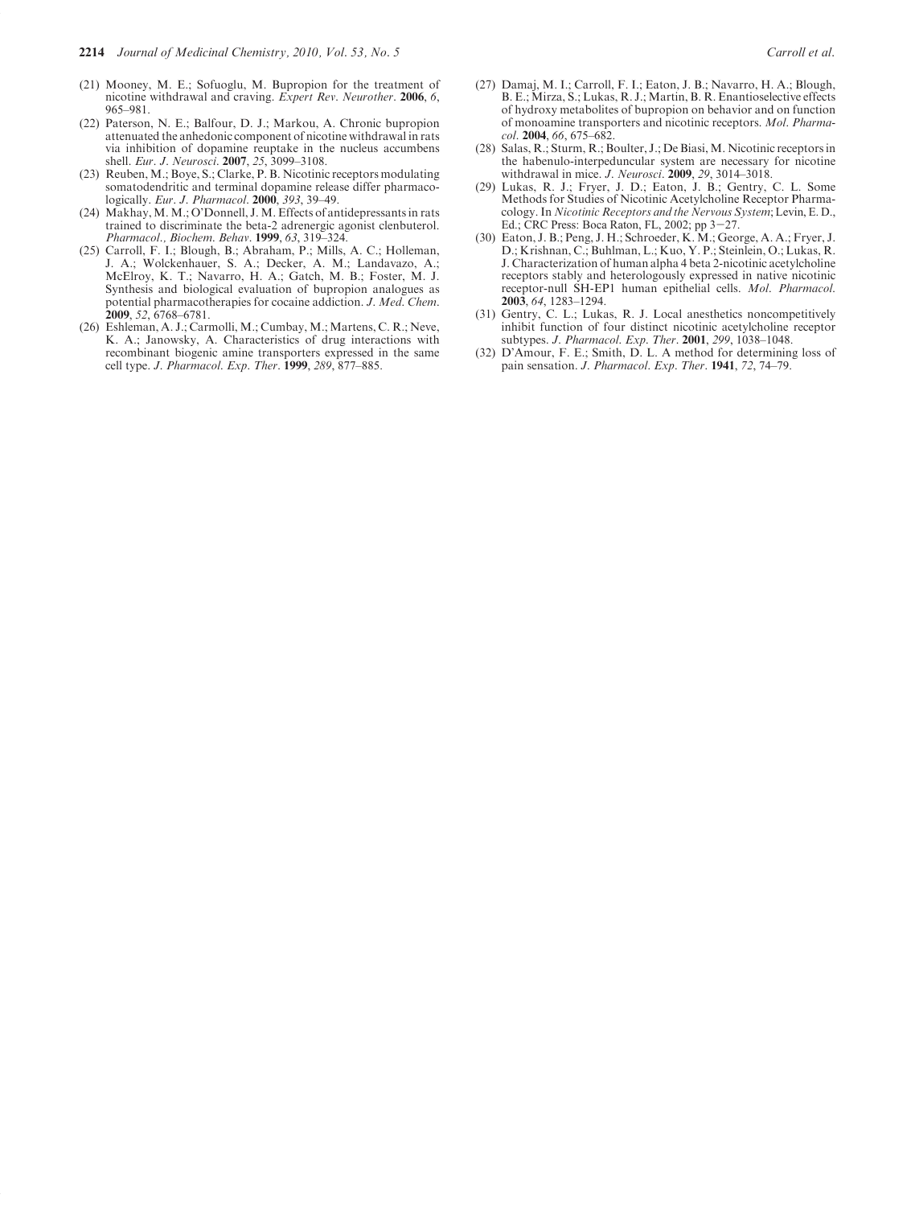(21) Mooney, M. E.; Sofuoglu, M. Bupropion for the treatment of nicotine withdrawal and craving. *Expert Rev. Neurother*. **2006**, *6*, 965–981.

(22) Paterson, N. E.; Balfour, D. J.; Markou, A. Chronic bupropion attenuated the anhedonic component of nicotine withdrawal in rats via inhibition of dopamine reuptake in the nucleus accumbens shell. *Eur. J. Neurosci*. **2007**, *25*, 3099–3108.

(23) Reuben, M.; Boye, S.; Clarke, P. B. Nicotinic receptors modulating somatodendritic and terminal dopamine release differ pharmacologically. *Eur. J. Pharmacol*. **2000**, *393*, 39–49.

(24) Makhay, M. M.; O'Donnell, J. M. Effects of antidepressants in rats trained to discriminate the beta-2 adrenergic agonist clenbuterol. *Pharmacol., Biochem. Behav*. **1999**, *63*, 319–324.

(25) Carroll, F. I.; Blough, B.; Abraham, P.; Mills, A. C.; Holleman, J. A.; Wolckenhauer, S. A.; Decker, A. M.; Landavazo, A.; McElroy, K. T.; Navarro, H. A.; Gatch, M. B.; Foster, M. J. Synthesis and biological evaluation of bupropion analogues as potential pharmacotherapies for cocaine addiction. *J. Med. Chem*. **2009**, *52*, 6768–6781.

(26) Eshleman, A. J.; Carmolli, M.; Cumbay, M.; Martens, C. R.; Neve, K. A.; Janowsky, A. Characteristics of drug interactions with recombinant biogenic amine transporters expressed in the same cell type. *J. Pharmacol. Exp. Ther*. **1999**, *289*, 877–885.

(27) Damaj, M. I.; Carroll, F. I.; Eaton, J. B.; Navarro, H. A.; Blough, B. E.; Mirza, S.; Lukas, R. J.; Martin, B. R. Enantioselective effects of hydroxy metabolites of bupropion on behavior and on function of monoamine transporters and nicotinic receptors. *Mol. Pharmacol*. **2004**, *66*, 675–682.

(28) Salas, R.; Sturm, R.; Boulter, J.; De Biasi, M. Nicotinic receptors in the habenulo-interpeduncular system are necessary for nicotine withdrawal in mice. *J. Neurosci*. **2009**, *29*, 3014–3018.

(29) Lukas, R. J.; Fryer, J. D.; Eaton, J. B.; Gentry, C. L. Some Methods for Studies of Nicotinic Acetylcholine Receptor Pharmacology. In *Nicotinic Receptors and the Nervous System*; Levin, E. D., Ed.; CRC Press: Boca Raton, FL, 2002; pp 3–27.

(30) Eaton, J. B.; Peng, J. H.; Schroeder, K. M.; George, A. A.; Fryer, J. D.; Krishnan, C.; Buhlman, L.; Kuo, Y. P.; Steinlein, O.; Lukas, R. J. Characterization of human alpha 4 beta 2-nicotinic acetylcholine receptors stably and heterologously expressed in native nicotinic receptor-null SH-EP1 human epithelial cells. *Mol. Pharmacol*. **2003**, *64*, 1283–1294.

(31) Gentry, C. L.; Lukas, R. J. Local anesthetics noncompetitively inhibit function of four distinct nicotinic acetylcholine receptor subtypes. *J. Pharmacol. Exp. Ther*. **2001**, *299*, 1038–1048.

(32) D'Amour, F. E.; Smith, D. L. A method for determining loss of pain sensation. *J. Pharmacol. Exp. Ther*. **1941**, *72*, 74–79.